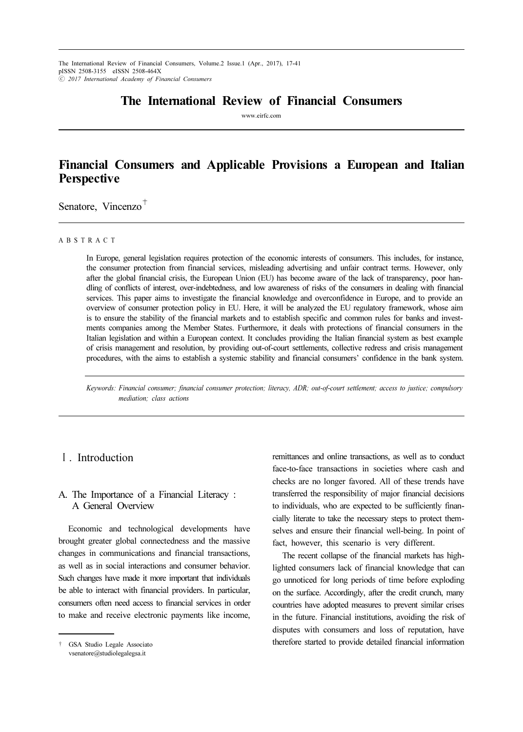# Financial Consumers and Applicable Provisions a European and Italian Perspective

Senatore, Vincenzo[†]

A B S T R A C T

In Europe, general legislation requires protection of the economic interests of consumers. This includes, for instance, the consumer protection from financial services, misleading advertising and unfair contract terms. However, only after the global financial crisis, the European Union (EU) has become aware of the lack of transparency, poor handling of conflicts of interest, over-indebtedness, and low awareness of risks of the consumers in dealing with financial services. This paper aims to investigate the financial knowledge and overconfidence in Europe, and to provide an overview of consumer protection policy in EU. Here, it will be analyzed the EU regulatory framework, whose aim is to ensure the stability of the financial markets and to establish specific and common rules for banks and investments companies among the Member States. Furthermore, it deals with protections of financial consumers in the Italian legislation and within a European context. It concludes providing the Italian financial system as best example of crisis management and resolution, by providing out-of-court settlements, collective redress and crisis management procedures, with the aims to establish a systemic stability and financial consumers' confidence in the bank system.

*Keywords: Financial consumer; financial consumer protection; literacy, ADR; out-of-court settlement; access to justice; compulsory mediation; class actions*

## Ⅰ. Introduction

### A. The Importance of a Financial Literacy : A General Overview

Economic and technological developments have brought greater global connectedness and the massive changes in communications and financial transactions, as well as in social interactions and consumer behavior. Such changes have made it more important that individuals be able to interact with financial providers. In particular, consumers often need access to financial services in order to make and receive electronic payments like income, remittances and online transactions, as well as to conduct face-to-face transactions in societies where cash and checks are no longer favored. All of these trends have transferred the responsibility of major financial decisions to individuals, who are expected to be sufficiently financially literate to take the necessary steps to protect themselves and ensure their financial well-being. In point of fact, however, this scenario is very different.

The recent collapse of the financial markets has highlighted consumers lack of financial knowledge that can go unnoticed for long periods of time before exploding on the surface. Accordingly, after the credit crunch, many countries have adopted measures to prevent similar crises in the future. Financial institutions, avoiding the risk of disputes with consumers and loss of reputation, have therefore started to provide detailed financial information

† GSA Studio Legale Associato
vsenatore@studiolegalegsa.it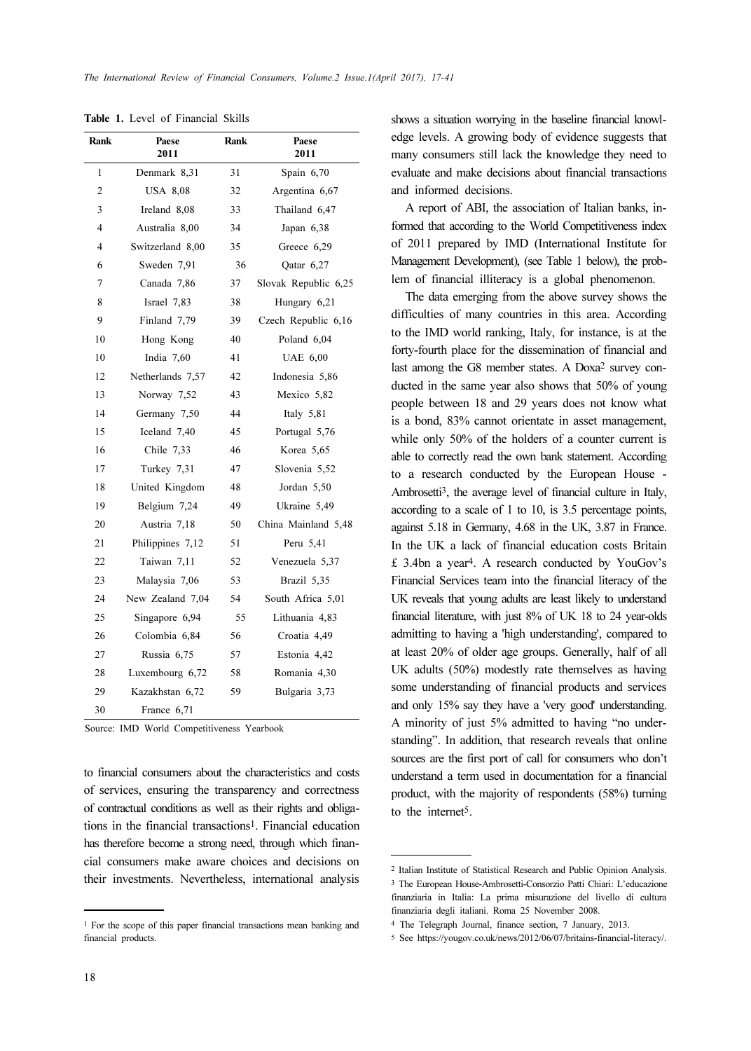**Table 1.** Level of Financial Skills

| Rank | Paese 2011 | Rank | Paese 2011 |
|---|---|---|---|
| 1 | Denmark 8,31 | 31 | Spain 6,70 |
| 2 | USA 8,08 | 32 | Argentina 6,67 |
| 3 | Ireland 8,08 | 33 | Thailand 6,47 |
| 4 | Australia 8,00 | 34 | Japan 6,38 |
| 4 | Switzerland 8,00 | 35 | Greece 6,29 |
| 6 | Sweden 7,91 | 36 | Qatar 6,27 |
| 7 | Canada 7,86 | 37 | Slovak Republic 6,25 |
| 8 | Israel 7,83 | 38 | Hungary 6,21 |
| 9 | Finland 7,79 | 39 | Czech Republic 6,16 |
| 10 | Hong Kong | 40 | Poland 6,04 |
| 10 | India 7,60 | 41 | UAE 6,00 |
| 12 | Netherlands 7,57 | 42 | Indonesia 5,86 |
| 13 | Norway 7,52 | 43 | Mexico 5,82 |
| 14 | Germany 7,50 | 44 | Italy 5,81 |
| 15 | Iceland 7,40 | 45 | Portugal 5,76 |
| 16 | Chile 7,33 | 46 | Korea 5,65 |
| 17 | Turkey 7,31 | 47 | Slovenia 5,52 |
| 18 | United Kingdom | 48 | Jordan 5,50 |
| 19 | Belgium 7,24 | 49 | Ukraine 5,49 |
| 20 | Austria 7,18 | 50 | China Mainland 5,48 |
| 21 | Philippines 7,12 | 51 | Peru 5,41 |
| 22 | Taiwan 7,11 | 52 | Venezuela 5,37 |
| 23 | Malaysia 7,06 | 53 | Brazil 5,35 |
| 24 | New Zealand 7,04 | 54 | South Africa 5,01 |
| 25 | Singapore 6,94 | 55 | Lithuania 4,83 |
| 26 | Colombia 6,84 | 56 | Croatia 4,49 |
| 27 | Russia 6,75 | 57 | Estonia 4,42 |
| 28 | Luxembourg 6,72 | 58 | Romania 4,30 |
| 29 | Kazakhstan 6,72 | 59 | Bulgaria 3,73 |
| 30 | France 6,71 | | |

Source: IMD World Competitiveness Yearbook

to financial consumers about the characteristics and costs of services, ensuring the transparency and correctness of contractual conditions as well as their rights and obligations in the financial transactions[1]. Financial education has therefore become a strong need, through which financial consumers make aware choices and decisions on their investments. Nevertheless, international analysis shows a situation worrying in the baseline financial knowledge levels. A growing body of evidence suggests that many consumers still lack the knowledge they need to evaluate and make decisions about financial transactions and informed decisions.

A report of ABI, the association of Italian banks, informed that according to the World Competitiveness index of 2011 prepared by IMD (International Institute for Management Development), (see Table 1 below), the problem of financial illiteracy is a global phenomenon.

The data emerging from the above survey shows the difficulties of many countries in this area. According to the IMD world ranking, Italy, for instance, is at the forty-fourth place for the dissemination of financial and last among the G8 member states. A Doxa[2] survey conducted in the same year also shows that 50% of young people between 18 and 29 years does not know what is a bond, 83% cannot orientate in asset management, while only 50% of the holders of a counter current is able to correctly read the own bank statement. According to a research conducted by the European House - Ambrosetti[3], the average level of financial culture in Italy, according to a scale of 1 to 10, is 3.5 percentage points, against 5.18 in Germany, 4.68 in the UK, 3.87 in France. In the UK a lack of financial education costs Britain £ 3.4bn a year[4]. A research conducted by YouGov's Financial Services team into the financial literacy of the UK reveals that young adults are least likely to understand financial literature, with just 8% of UK 18 to 24 year-olds admitting to having a 'high understanding', compared to at least 20% of older age groups. Generally, half of all UK adults (50%) modestly rate themselves as having some understanding of financial products and services and only 15% say they have a 'very good' understanding. A minority of just 5% admitted to having "no understanding". In addition, that research reveals that online sources are the first port of call for consumers who don't understand a term used in documentation for a financial product, with the majority of respondents (58%) turning to the internet[5].

---

[1] For the scope of this paper financial transactions mean banking and financial products.

[2] Italian Institute of Statistical Research and Public Opinion Analysis.

[3] The European House-Ambrosetti-Consorzio Patti Chiari: L'educazione finanziaria in Italia: La prima misurazione del livello di cultura finanziaria degli italiani. Roma 25 November 2008.

[4] The Telegraph Journal, finance section, 7 January, 2013.

[5] See https://yougov.co.uk/news/2012/06/07/britains-financial-literacy/.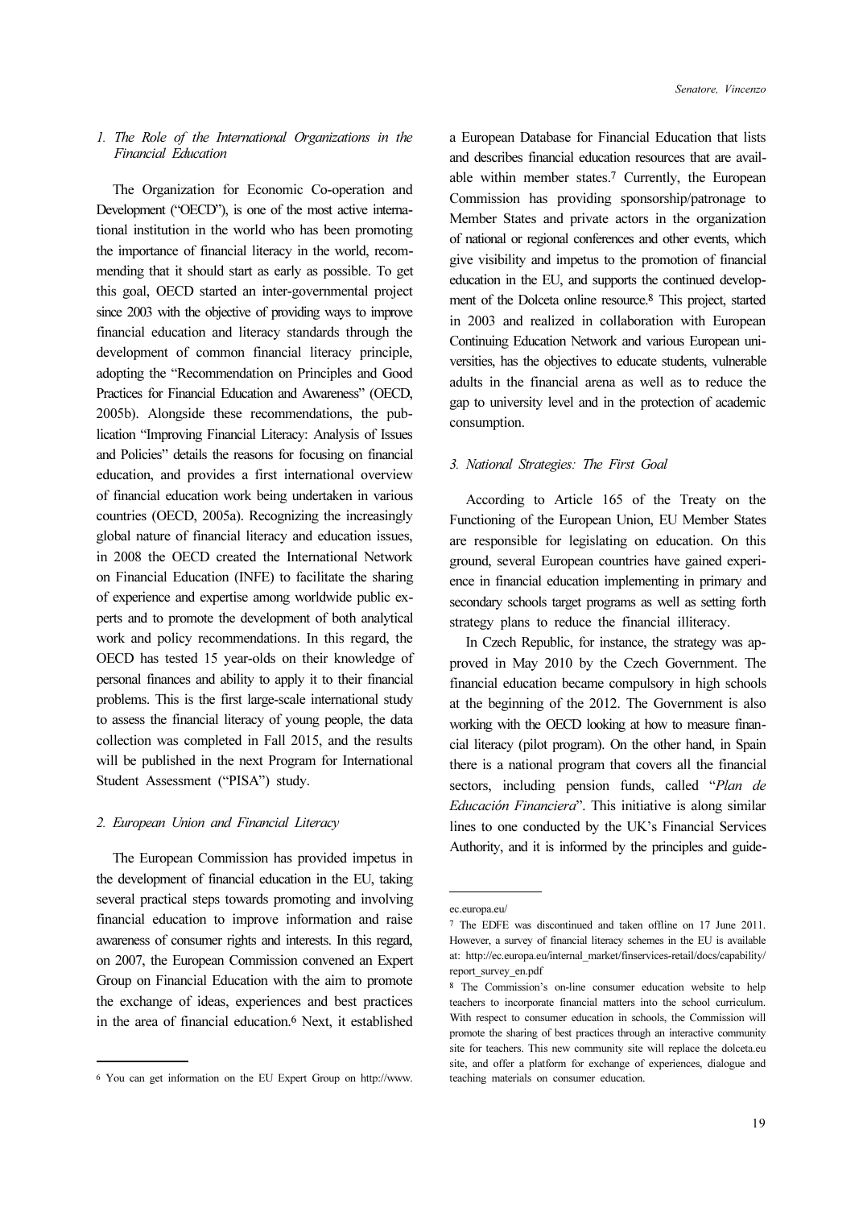### *1. The Role of the International Organizations in the Financial Education*

The Organization for Economic Co-operation and Development ("OECD"), is one of the most active international institution in the world who has been promoting the importance of financial literacy in the world, recommending that it should start as early as possible. To get this goal, OECD started an inter-governmental project since 2003 with the objective of providing ways to improve financial education and literacy standards through the development of common financial literacy principle, adopting the "Recommendation on Principles and Good Practices for Financial Education and Awareness" (OECD, 2005b). Alongside these recommendations, the publication "Improving Financial Literacy: Analysis of Issues and Policies" details the reasons for focusing on financial education, and provides a first international overview of financial education work being undertaken in various countries (OECD, 2005a). Recognizing the increasingly global nature of financial literacy and education issues, in 2008 the OECD created the International Network on Financial Education (INFE) to facilitate the sharing of experience and expertise among worldwide public experts and to promote the development of both analytical work and policy recommendations. In this regard, the OECD has tested 15 year-olds on their knowledge of personal finances and ability to apply it to their financial problems. This is the first large-scale international study to assess the financial literacy of young people, the data collection was completed in Fall 2015, and the results will be published in the next Program for International Student Assessment ("PISA") study.

### *2. European Union and Financial Literacy*

The European Commission has provided impetus in the development of financial education in the EU, taking several practical steps towards promoting and involving financial education to improve information and raise awareness of consumer rights and interests. In this regard, on 2007, the European Commission convened an Expert Group on Financial Education with the aim to promote the exchange of ideas, experiences and best practices in the area of financial education.[6] Next, it established a European Database for Financial Education that lists and describes financial education resources that are available within member states.[7] Currently, the European Commission has providing sponsorship/patronage to Member States and private actors in the organization of national or regional conferences and other events, which give visibility and impetus to the promotion of financial education in the EU, and supports the continued development of the Dolceta online resource.[8] This project, started in 2003 and realized in collaboration with European Continuing Education Network and various European universities, has the objectives to educate students, vulnerable adults in the financial arena as well as to reduce the gap to university level and in the protection of academic consumption.

### *3. National Strategies: The First Goal*

According to Article 165 of the Treaty on the Functioning of the European Union, EU Member States are responsible for legislating on education. On this ground, several European countries have gained experience in financial education implementing in primary and secondary schools target programs as well as setting forth strategy plans to reduce the financial illiteracy.

In Czech Republic, for instance, the strategy was approved in May 2010 by the Czech Government. The financial education became compulsory in high schools at the beginning of the 2012. The Government is also working with the OECD looking at how to measure financial literacy (pilot program). On the other hand, in Spain there is a national program that covers all the financial sectors, including pension funds, called "*Plan de Educación Financiera*". This initiative is along similar lines to one conducted by the UK's Financial Services Authority, and it is informed by the principles and guide-

---

[6] You can get information on the EU Expert Group on http://www.ec.europa.eu/

[7] The EDFE was discontinued and taken offline on 17 June 2011. However, a survey of financial literacy schemes in the EU is available at: http://ec.europa.eu/internal_market/finservices-retail/docs/capability/report_survey_en.pdf

[8] The Commission's on-line consumer education website to help teachers to incorporate financial matters into the school curriculum. With respect to consumer education in schools, the Commission will promote the sharing of best practices through an interactive community site for teachers. This new community site will replace the dolceta.eu site, and offer a platform for exchange of experiences, dialogue and teaching materials on consumer education.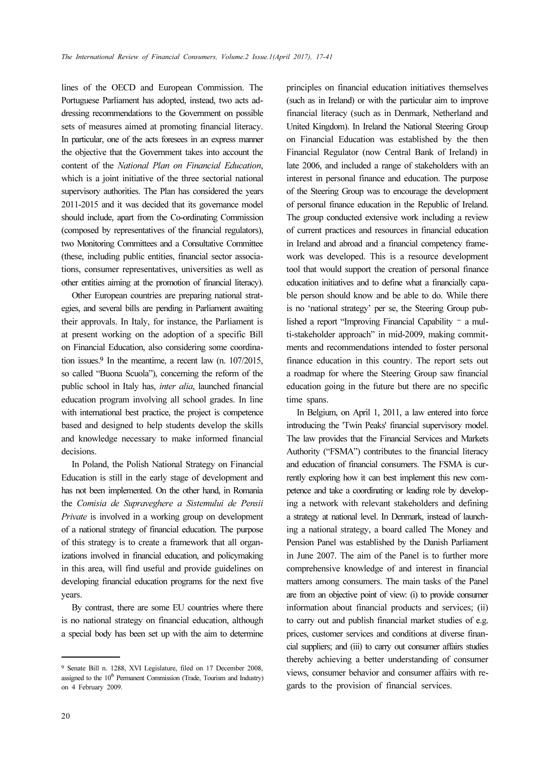lines of the OECD and European Commission. The Portuguese Parliament has adopted, instead, two acts addressing recommendations to the Government on possible sets of measures aimed at promoting financial literacy. In particular, one of the acts foresees in an express manner the objective that the Government takes into account the content of the *National Plan on Financial Education*, which is a joint initiative of the three sectorial national supervisory authorities. The Plan has considered the years 2011-2015 and it was decided that its governance model should include, apart from the Co-ordinating Commission (composed by representatives of the financial regulators), two Monitoring Committees and a Consultative Committee (these, including public entities, financial sector associations, consumer representatives, universities as well as other entities aiming at the promotion of financial literacy).

Other European countries are preparing national strategies, and several bills are pending in Parliament awaiting their approvals. In Italy, for instance, the Parliament is at present working on the adoption of a specific Bill on Financial Education, also considering some coordination issues.[9] In the meantime, a recent law (n. 107/2015, so called "Buona Scuola"), concerning the reform of the public school in Italy has, *inter alia*, launched financial education program involving all school grades. In line with international best practice, the project is competence based and designed to help students develop the skills and knowledge necessary to make informed financial decisions.

In Poland, the Polish National Strategy on Financial Education is still in the early stage of development and has not been implemented. On the other hand, in Romania the *Comisia de Supraveghere a Sistemului de Pensii Private* is involved in a working group on development of a national strategy of financial education. The purpose of this strategy is to create a framework that all organizations involved in financial education, and policymaking in this area, will find useful and provide guidelines on developing financial education programs for the next five years.

By contrast, there are some EU countries where there is no national strategy on financial education, although a special body has been set up with the aim to determine principles on financial education initiatives themselves (such as in Ireland) or with the particular aim to improve financial literacy (such as in Denmark, Netherland and United Kingdom). In Ireland the National Steering Group on Financial Education was established by the then Financial Regulator (now Central Bank of Ireland) in late 2006, and included a range of stakeholders with an interest in personal finance and education. The purpose of the Steering Group was to encourage the development of personal finance education in the Republic of Ireland. The group conducted extensive work including a review of current practices and resources in financial education in Ireland and abroad and a financial competency framework was developed. This is a resource development tool that would support the creation of personal finance education initiatives and to define what a financially capable person should know and be able to do. While there is no 'national strategy' per se, the Steering Group published a report "Improving Financial Capability – a multi-stakeholder approach" in mid-2009, making commitments and recommendations intended to foster personal finance education in this country. The report sets out a roadmap for where the Steering Group saw financial education going in the future but there are no specific time spans.

In Belgium, on April 1, 2011, a law entered into force introducing the 'Twin Peaks' financial supervisory model. The law provides that the Financial Services and Markets Authority ("FSMA") contributes to the financial literacy and education of financial consumers. The FSMA is currently exploring how it can best implement this new competence and take a coordinating or leading role by developing a network with relevant stakeholders and defining a strategy at national level. In Denmark, instead of launching a national strategy, a board called The Money and Pension Panel was established by the Danish Parliament in June 2007. The aim of the Panel is to further more comprehensive knowledge of and interest in financial matters among consumers. The main tasks of the Panel are from an objective point of view: (i) to provide consumer information about financial products and services; (ii) to carry out and publish financial market studies of e.g. prices, customer services and conditions at diverse financial suppliers; and (iii) to carry out consumer affairs studies thereby achieving a better understanding of consumer views, consumer behavior and consumer affairs with regards to the provision of financial services.

---

[9] Senate Bill n. 1288, XVI Legislature, filed on 17 December 2008, assigned to the 10th Permanent Commission (Trade, Tourism and Industry) on 4 February 2009.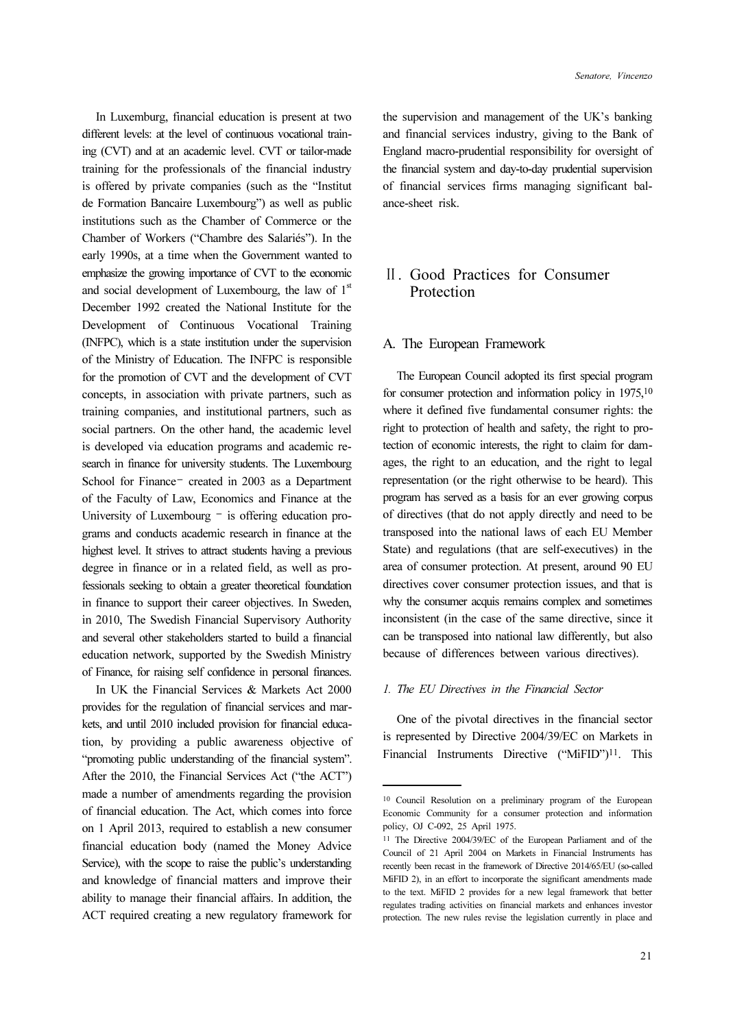In Luxemburg, financial education is present at two different levels: at the level of continuous vocational training (CVT) and at an academic level. CVT or tailor-made training for the professionals of the financial industry is offered by private companies (such as the "Institut de Formation Bancaire Luxembourg") as well as public institutions such as the Chamber of Commerce or the Chamber of Workers ("Chambre des Salariés"). In the early 1990s, at a time when the Government wanted to emphasize the growing importance of CVT to the economic and social development of Luxembourg, the law of 1st December 1992 created the National Institute for the Development of Continuous Vocational Training (INFPC), which is a state institution under the supervision of the Ministry of Education. The INFPC is responsible for the promotion of CVT and the development of CVT concepts, in association with private partners, such as training companies, and institutional partners, such as social partners. On the other hand, the academic level is developed via education programs and academic research in finance for university students. The Luxembourg School for Finance – created in 2003 as a Department of the Faculty of Law, Economics and Finance at the University of Luxembourg – is offering education programs and conducts academic research in finance at the highest level. It strives to attract students having a previous degree in finance or in a related field, as well as professionals seeking to obtain a greater theoretical foundation in finance to support their career objectives. In Sweden, in 2010, The Swedish Financial Supervisory Authority and several other stakeholders started to build a financial education network, supported by the Swedish Ministry of Finance, for raising self confidence in personal finances.

In UK the Financial Services & Markets Act 2000 provides for the regulation of financial services and markets, and until 2010 included provision for financial education, by providing a public awareness objective of "promoting public understanding of the financial system". After the 2010, the Financial Services Act ("the ACT") made a number of amendments regarding the provision of financial education. The Act, which comes into force on 1 April 2013, required to establish a new consumer financial education body (named the Money Advice Service), with the scope to raise the public's understanding and knowledge of financial matters and improve their ability to manage their financial affairs. In addition, the ACT required creating a new regulatory framework for the supervision and management of the UK's banking and financial services industry, giving to the Bank of England macro-prudential responsibility for oversight of the financial system and day-to-day prudential supervision of financial services firms managing significant balance-sheet risk.

## Ⅱ. Good Practices for Consumer Protection

### A. The European Framework

The European Council adopted its first special program for consumer protection and information policy in 1975,[10] where it defined five fundamental consumer rights: the right to protection of health and safety, the right to protection of economic interests, the right to claim for damages, the right to an education, and the right to legal representation (or the right otherwise to be heard). This program has served as a basis for an ever growing corpus of directives (that do not apply directly and need to be transposed into the national laws of each EU Member State) and regulations (that are self-executives) in the area of consumer protection. At present, around 90 EU directives cover consumer protection issues, and that is why the consumer acquis remains complex and sometimes inconsistent (in the case of the same directive, since it can be transposed into national law differently, but also because of differences between various directives).

#### *1. The EU Directives in the Financial Sector*

One of the pivotal directives in the financial sector is represented by Directive 2004/39/EC on Markets in Financial Instruments Directive ("MiFID")[11]. This

---

[10] Council Resolution on a preliminary program of the European Economic Community for a consumer protection and information policy, OJ C-092, 25 April 1975.

[11] The Directive 2004/39/EC of the European Parliament and of the Council of 21 April 2004 on Markets in Financial Instruments has recently been recast in the framework of Directive 2014/65/EU (so-called MiFID 2), in an effort to incorporate the significant amendments made to the text. MiFID 2 provides for a new legal framework that better regulates trading activities on financial markets and enhances investor protection. The new rules revise the legislation currently in place and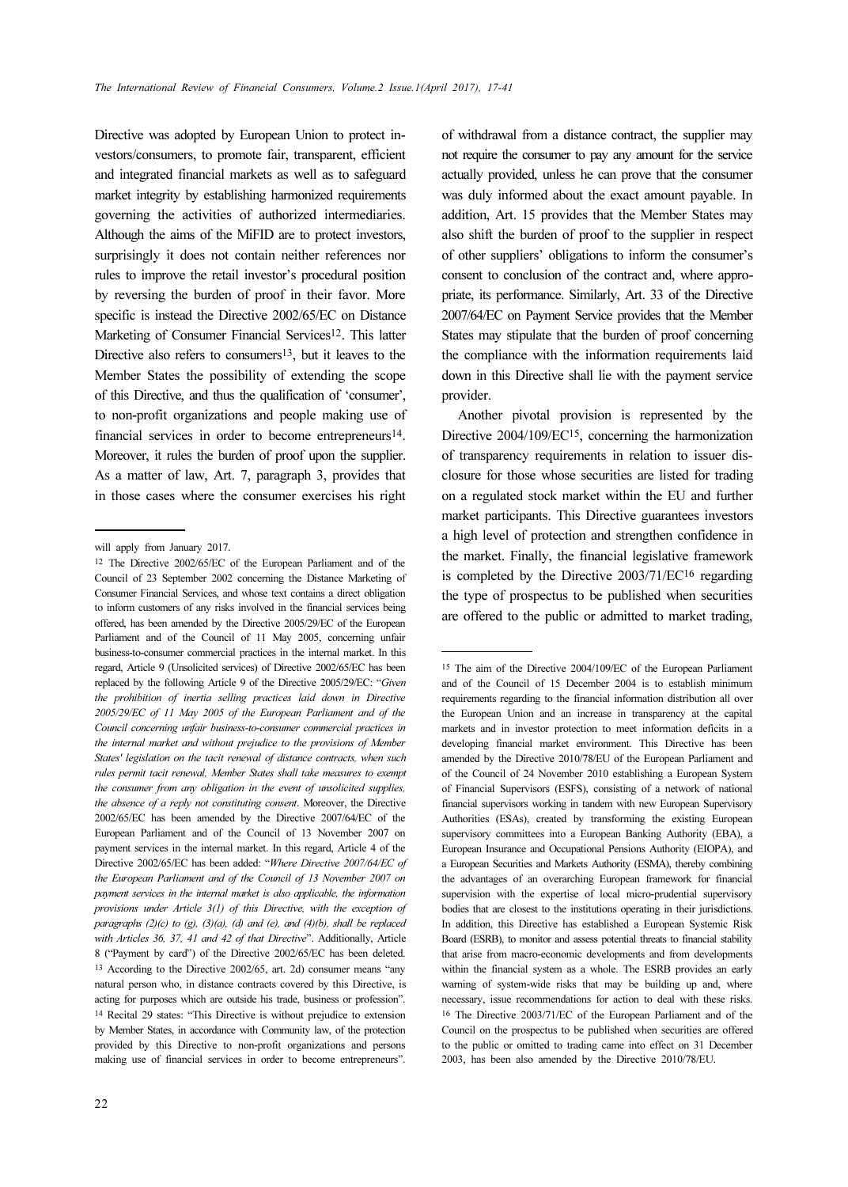Directive was adopted by European Union to protect investors/consumers, to promote fair, transparent, efficient and integrated financial markets as well as to safeguard market integrity by establishing harmonized requirements governing the activities of authorized intermediaries. Although the aims of the MiFID are to protect investors, surprisingly it does not contain neither references nor rules to improve the retail investor's procedural position by reversing the burden of proof in their favor. More specific is instead the Directive 2002/65/EC on Distance Marketing of Consumer Financial Services[12]. This latter Directive also refers to consumers[13], but it leaves to the Member States the possibility of extending the scope of this Directive, and thus the qualification of 'consumer', to non-profit organizations and people making use of financial services in order to become entrepreneurs[14]. Moreover, it rules the burden of proof upon the supplier. As a matter of law, Art. 7, paragraph 3, provides that in those cases where the consumer exercises his right of withdrawal from a distance contract, the supplier may not require the consumer to pay any amount for the service actually provided, unless he can prove that the consumer was duly informed about the exact amount payable. In addition, Art. 15 provides that the Member States may also shift the burden of proof to the supplier in respect of other suppliers' obligations to inform the consumer's consent to conclusion of the contract and, where appropriate, its performance. Similarly, Art. 33 of the Directive 2007/64/EC on Payment Service provides that the Member States may stipulate that the burden of proof concerning the compliance with the information requirements laid down in this Directive shall lie with the payment service provider.

Another pivotal provision is represented by the Directive 2004/109/EC[15], concerning the harmonization of transparency requirements in relation to issuer disclosure for those whose securities are listed for trading on a regulated stock market within the EU and further market participants. This Directive guarantees investors a high level of protection and strengthen confidence in the market. Finally, the financial legislative framework is completed by the Directive 2003/71/EC[16] regarding the type of prospectus to be published when securities are offered to the public or admitted to market trading,

---

will apply from January 2017.

[12] The Directive 2002/65/EC of the European Parliament and of the Council of 23 September 2002 concerning the Distance Marketing of Consumer Financial Services, and whose text contains a direct obligation to inform customers of any risks involved in the financial services being offered, has been amended by the Directive 2005/29/EC of the European Parliament and of the Council of 11 May 2005, concerning unfair business-to-consumer commercial practices in the internal market. In this regard, Article 9 (Unsolicited services) of Directive 2002/65/EC has been replaced by the following Article 9 of the Directive 2005/29/EC: "*Given the prohibition of inertia selling practices laid down in Directive 2005/29/EC of 11 May 2005 of the European Parliament and of the Council concerning unfair business-to-consumer commercial practices in the internal market and without prejudice to the provisions of Member States' legislation on the tacit renewal of distance contracts, when such rules permit tacit renewal, Member States shall take measures to exempt the consumer from any obligation in the event of unsolicited supplies, the absence of a reply not constituting consent*. Moreover, the Directive 2002/65/EC has been amended by the Directive 2007/64/EC of the European Parliament and of the Council of 13 November 2007 on payment services in the internal market. In this regard, Article 4 of the Directive 2002/65/EC has been added: "*Where Directive 2007/64/EC of the European Parliament and of the Council of 13 November 2007 on payment services in the internal market is also applicable, the information provisions under Article 3(1) of this Directive, with the exception of paragraphs (2)(c) to (g), (3)(a), (d) and (e), and (4)(b), shall be replaced with Articles 36, 37, 41 and 42 of that Directive*". Additionally, Article 8 ("Payment by card") of the Directive 2002/65/EC has been deleted.

[13] According to the Directive 2002/65, art. 2d) consumer means "any natural person who, in distance contracts covered by this Directive, is acting for purposes which are outside his trade, business or profession".

[14] Recital 29 states: "This Directive is without prejudice to extension by Member States, in accordance with Community law, of the protection provided by this Directive to non-profit organizations and persons making use of financial services in order to become entrepreneurs".

[15] The aim of the Directive 2004/109/EC of the European Parliament and of the Council of 15 December 2004 is to establish minimum requirements regarding to the financial information distribution all over the European Union and an increase in transparency at the capital markets and in investor protection to meet information deficits in a developing financial market environment. This Directive has been amended by the Directive 2010/78/EU of the European Parliament and of the Council of 24 November 2010 establishing a European System of Financial Supervisors (ESFS), consisting of a network of national financial supervisors working in tandem with new European Supervisory Authorities (ESAs), created by transforming the existing European supervisory committees into a European Banking Authority (EBA), a European Insurance and Occupational Pensions Authority (EIOPA), and a European Securities and Markets Authority (ESMA), thereby combining the advantages of an overarching European framework for financial supervision with the expertise of local micro-prudential supervisory bodies that are closest to the institutions operating in their jurisdictions. In addition, this Directive has established a European Systemic Risk Board (ESRB), to monitor and assess potential threats to financial stability that arise from macro-economic developments and from developments within the financial system as a whole. The ESRB provides an early warning of system-wide risks that may be building up and, where necessary, issue recommendations for action to deal with these risks.

[16] The Directive 2003/71/EC of the European Parliament and of the Council on the prospectus to be published when securities are offered to the public or omitted to trading came into effect on 31 December 2003, has been also amended by the Directive 2010/78/EU.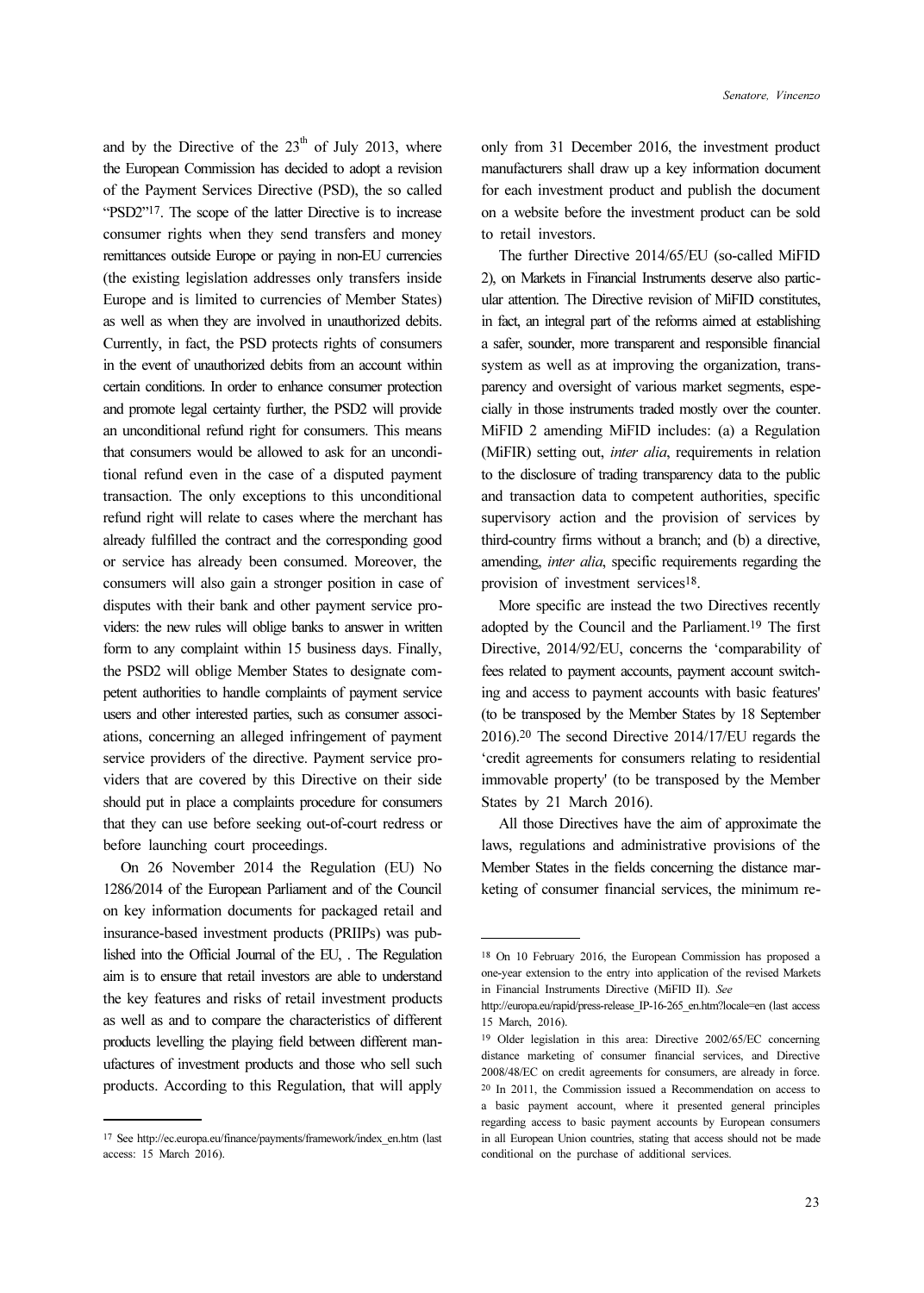and by the Directive of the 23[th] of July 2013, where the European Commission has decided to adopt a revision of the Payment Services Directive (PSD), the so called "PSD2"[17]. The scope of the latter Directive is to increase consumer rights when they send transfers and money remittances outside Europe or paying in non-EU currencies (the existing legislation addresses only transfers inside Europe and is limited to currencies of Member States) as well as when they are involved in unauthorized debits. Currently, in fact, the PSD protects rights of consumers in the event of unauthorized debits from an account within certain conditions. In order to enhance consumer protection and promote legal certainty further, the PSD2 will provide an unconditional refund right for consumers. This means that consumers would be allowed to ask for an unconditional refund even in the case of a disputed payment transaction. The only exceptions to this unconditional refund right will relate to cases where the merchant has already fulfilled the contract and the corresponding good or service has already been consumed. Moreover, the consumers will also gain a stronger position in case of disputes with their bank and other payment service providers: the new rules will oblige banks to answer in written form to any complaint within 15 business days. Finally, the PSD2 will oblige Member States to designate competent authorities to handle complaints of payment service users and other interested parties, such as consumer associations, concerning an alleged infringement of payment service providers of the directive. Payment service providers that are covered by this Directive on their side should put in place a complaints procedure for consumers that they can use before seeking out-of-court redress or before launching court proceedings.

On 26 November 2014 the Regulation (EU) No 1286/2014 of the European Parliament and of the Council on key information documents for packaged retail and insurance-based investment products (PRIIPs) was published into the Official Journal of the EU, . The Regulation aim is to ensure that retail investors are able to understand the key features and risks of retail investment products as well as and to compare the characteristics of different products levelling the playing field between different manufactures of investment products and those who sell such products. According to this Regulation, that will apply only from 31 December 2016, the investment product manufacturers shall draw up a key information document for each investment product and publish the document on a website before the investment product can be sold to retail investors.

The further Directive 2014/65/EU (so-called MiFID 2), on Markets in Financial Instruments deserve also particular attention. The Directive revision of MiFID constitutes, in fact, an integral part of the reforms aimed at establishing a safer, sounder, more transparent and responsible financial system as well as at improving the organization, transparency and oversight of various market segments, especially in those instruments traded mostly over the counter. MiFID 2 amending MiFID includes: (a) a Regulation (MiFIR) setting out, *inter alia*, requirements in relation to the disclosure of trading transparency data to the public and transaction data to competent authorities, specific supervisory action and the provision of services by third-country firms without a branch; and (b) a directive, amending, *inter alia*, specific requirements regarding the provision of investment services[18].

More specific are instead the two Directives recently adopted by the Council and the Parliament.[19] The first Directive, 2014/92/EU, concerns the 'comparability of fees related to payment accounts, payment account switching and access to payment accounts with basic features' (to be transposed by the Member States by 18 September 2016).[20] The second Directive 2014/17/EU regards the 'credit agreements for consumers relating to residential immovable property' (to be transposed by the Member States by 21 March 2016).

All those Directives have the aim of approximate the laws, regulations and administrative provisions of the Member States in the fields concerning the distance marketing of consumer financial services, the minimum re-

---

[17] See http://ec.europa.eu/finance/payments/framework/index_en.htm (last access: 15 March 2016).

[18] On 10 February 2016, the European Commission has proposed a one-year extension to the entry into application of the revised Markets in Financial Instruments Directive (MiFID II). *See* http://europa.eu/rapid/press-release_IP-16-265_en.htm?locale=en (last access 15 March, 2016).

[19] Older legislation in this area: Directive 2002/65/EC concerning distance marketing of consumer financial services, and Directive 2008/48/EC on credit agreements for consumers, are already in force.

[20] In 2011, the Commission issued a Recommendation on access to a basic payment account, where it presented general principles regarding access to basic payment accounts by European consumers in all European Union countries, stating that access should not be made conditional on the purchase of additional services.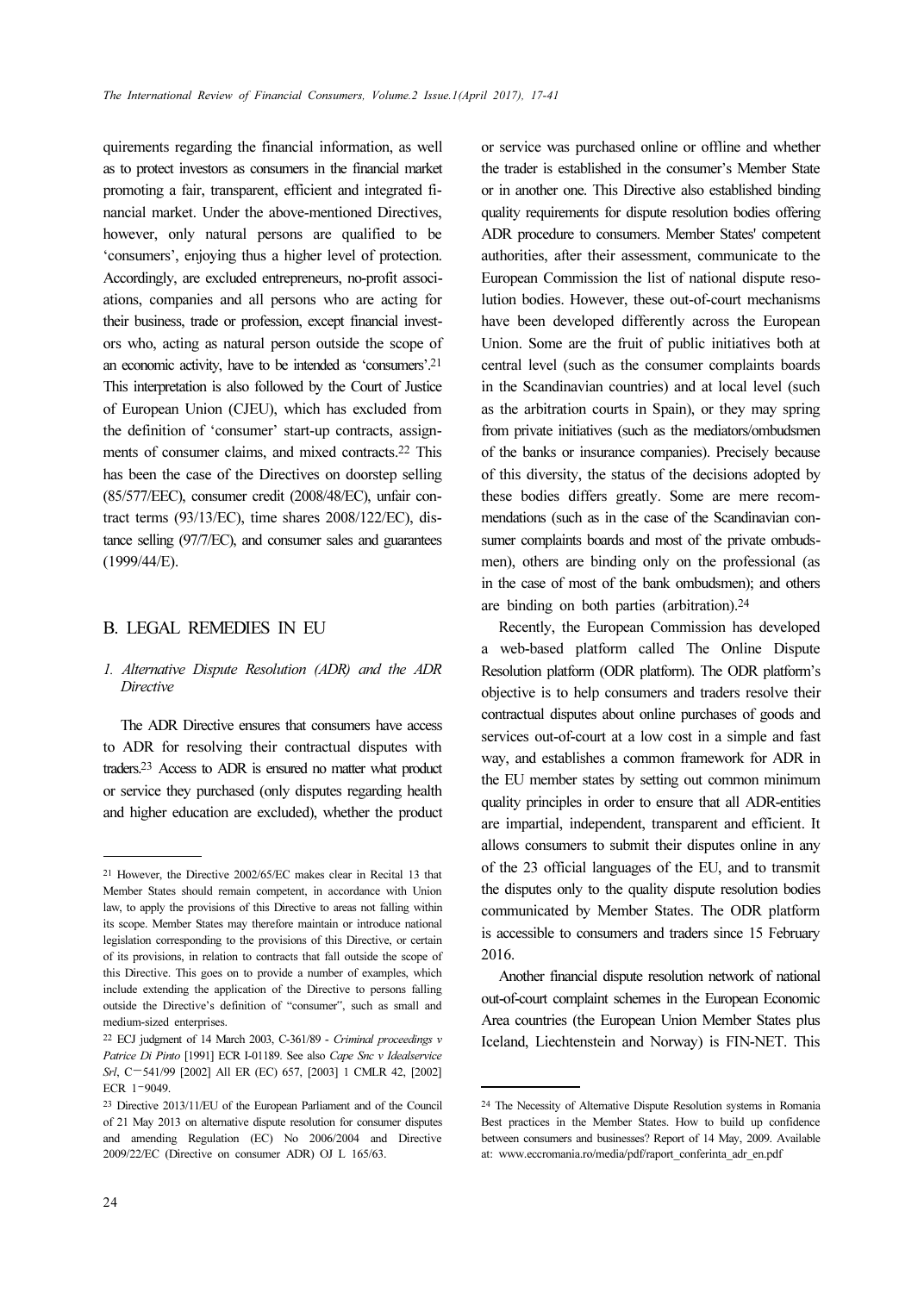quirements regarding the financial information, as well as to protect investors as consumers in the financial market promoting a fair, transparent, efficient and integrated financial market. Under the above-mentioned Directives, however, only natural persons are qualified to be 'consumers', enjoying thus a higher level of protection. Accordingly, are excluded entrepreneurs, no-profit associations, companies and all persons who are acting for their business, trade or profession, except financial investors who, acting as natural person outside the scope of an economic activity, have to be intended as 'consumers'.[21] This interpretation is also followed by the Court of Justice of European Union (CJEU), which has excluded from the definition of 'consumer' start-up contracts, assignments of consumer claims, and mixed contracts.[22] This has been the case of the Directives on doorstep selling (85/577/EEC), consumer credit (2008/48/EC), unfair contract terms (93/13/EC), time shares 2008/122/EC), distance selling (97/7/EC), and consumer sales and guarantees (1999/44/E).

## B. LEGAL REMEDIES IN EU

### *1. Alternative Dispute Resolution (ADR) and the ADR Directive*

The ADR Directive ensures that consumers have access to ADR for resolving their contractual disputes with traders.[23] Access to ADR is ensured no matter what product or service they purchased (only disputes regarding health and higher education are excluded), whether the product or service was purchased online or offline and whether the trader is established in the consumer's Member State or in another one. This Directive also established binding quality requirements for dispute resolution bodies offering ADR procedure to consumers. Member States' competent authorities, after their assessment, communicate to the European Commission the list of national dispute resolution bodies. However, these out-of-court mechanisms have been developed differently across the European Union. Some are the fruit of public initiatives both at central level (such as the consumer complaints boards in the Scandinavian countries) and at local level (such as the arbitration courts in Spain), or they may spring from private initiatives (such as the mediators/ombudsmen of the banks or insurance companies). Precisely because of this diversity, the status of the decisions adopted by these bodies differs greatly. Some are mere recommendations (such as in the case of the Scandinavian consumer complaints boards and most of the private ombudsmen), others are binding only on the professional (as in the case of most of the bank ombudsmen); and others are binding on both parties (arbitration).[24]

Recently, the European Commission has developed a web-based platform called The Online Dispute Resolution platform (ODR platform). The ODR platform's objective is to help consumers and traders resolve their contractual disputes about online purchases of goods and services out-of-court at a low cost in a simple and fast way, and establishes a common framework for ADR in the EU member states by setting out common minimum quality principles in order to ensure that all ADR-entities are impartial, independent, transparent and efficient. It allows consumers to submit their disputes online in any of the 23 official languages of the EU, and to transmit the disputes only to the quality dispute resolution bodies communicated by Member States. The ODR platform is accessible to consumers and traders since 15 February 2016.

Another financial dispute resolution network of national out-of-court complaint schemes in the European Economic Area countries (the European Union Member States plus Iceland, Liechtenstein and Norway) is FIN-NET. This

---

[21] However, the Directive 2002/65/EC makes clear in Recital 13 that Member States should remain competent, in accordance with Union law, to apply the provisions of this Directive to areas not falling within its scope. Member States may therefore maintain or introduce national legislation corresponding to the provisions of this Directive, or certain of its provisions, in relation to contracts that fall outside the scope of this Directive. This goes on to provide a number of examples, which include extending the application of the Directive to persons falling outside the Directive's definition of "consumer", such as small and medium-sized enterprises.

[22] ECJ judgment of 14 March 2003, C-361/89 - *Criminal proceedings v Patrice Di Pinto* [1991] ECR I-01189. See also *Cape Snc v Idealservice Srl*, C−541/99 [2002] All ER (EC) 657, [2003] 1 CMLR 42, [2002] ECR 1−9049.

[23] Directive 2013/11/EU of the European Parliament and of the Council of 21 May 2013 on alternative dispute resolution for consumer disputes and amending Regulation (EC) No 2006/2004 and Directive 2009/22/EC (Directive on consumer ADR) OJ L 165/63.

[24] The Necessity of Alternative Dispute Resolution systems in Romania Best practices in the Member States. How to build up confidence between consumers and businesses? Report of 14 May, 2009. Available at: www.eccromania.ro/media/pdf/raport_conferinta_adr_en.pdf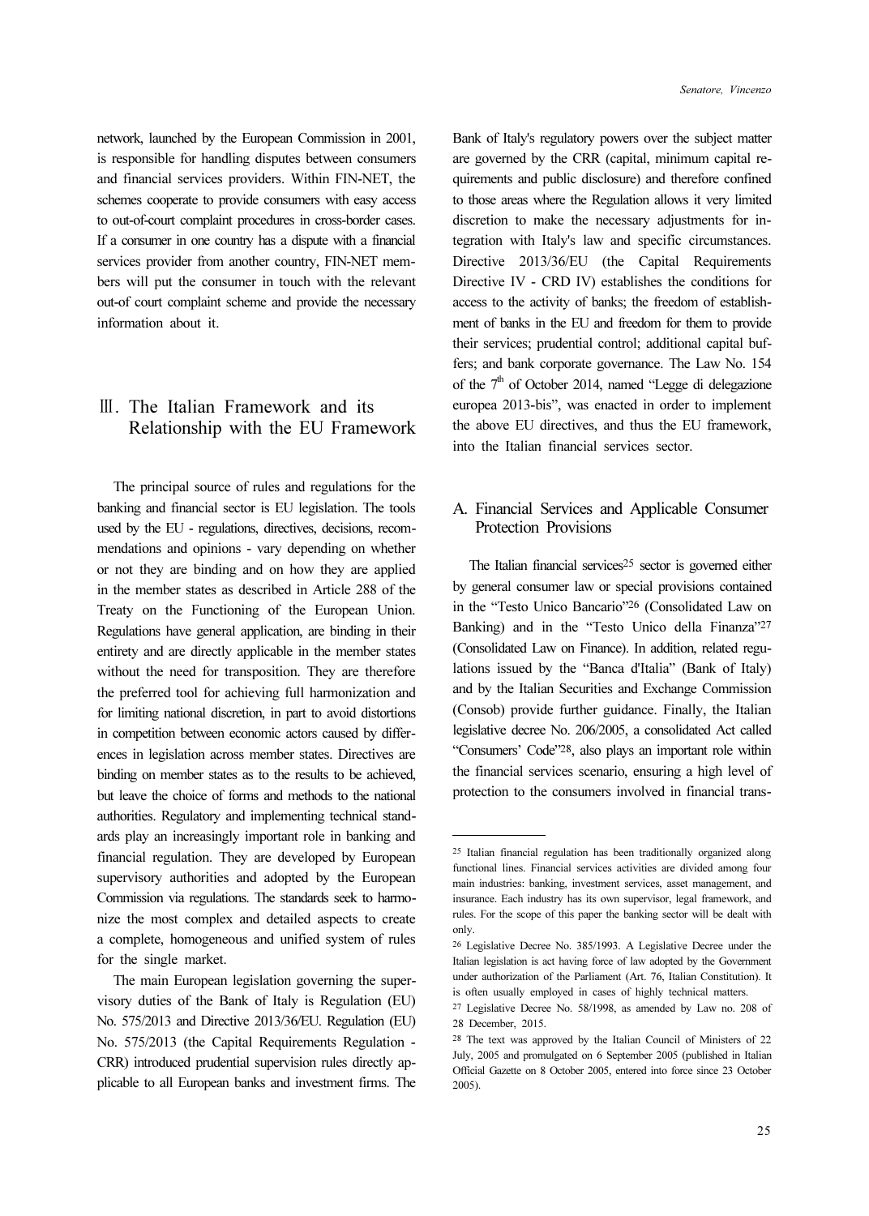network, launched by the European Commission in 2001, is responsible for handling disputes between consumers and financial services providers. Within FIN-NET, the schemes cooperate to provide consumers with easy access to out-of-court complaint procedures in cross-border cases. If a consumer in one country has a dispute with a financial services provider from another country, FIN-NET members will put the consumer in touch with the relevant out-of court complaint scheme and provide the necessary information about it.

## Ⅲ. The Italian Framework and its Relationship with the EU Framework

The principal source of rules and regulations for the banking and financial sector is EU legislation. The tools used by the EU - regulations, directives, decisions, recommendations and opinions - vary depending on whether or not they are binding and on how they are applied in the member states as described in Article 288 of the Treaty on the Functioning of the European Union. Regulations have general application, are binding in their entirety and are directly applicable in the member states without the need for transposition. They are therefore the preferred tool for achieving full harmonization and for limiting national discretion, in part to avoid distortions in competition between economic actors caused by differences in legislation across member states. Directives are binding on member states as to the results to be achieved, but leave the choice of forms and methods to the national authorities. Regulatory and implementing technical standards play an increasingly important role in banking and financial regulation. They are developed by European supervisory authorities and adopted by the European Commission via regulations. The standards seek to harmonize the most complex and detailed aspects to create a complete, homogeneous and unified system of rules for the single market.

The main European legislation governing the supervisory duties of the Bank of Italy is Regulation (EU) No. 575/2013 and Directive 2013/36/EU. Regulation (EU) No. 575/2013 (the Capital Requirements Regulation - CRR) introduced prudential supervision rules directly applicable to all European banks and investment firms. The Bank of Italy's regulatory powers over the subject matter are governed by the CRR (capital, minimum capital requirements and public disclosure) and therefore confined to those areas where the Regulation allows it very limited discretion to make the necessary adjustments for integration with Italy's law and specific circumstances. Directive 2013/36/EU (the Capital Requirements Directive IV - CRD IV) establishes the conditions for access to the activity of banks; the freedom of establishment of banks in the EU and freedom for them to provide their services; prudential control; additional capital buffers; and bank corporate governance. The Law No. 154 of the 7th of October 2014, named "Legge di delegazione europea 2013-bis", was enacted in order to implement the above EU directives, and thus the EU framework, into the Italian financial services sector.

### A. Financial Services and Applicable Consumer Protection Provisions

The Italian financial services[25] sector is governed either by general consumer law or special provisions contained in the "Testo Unico Bancario"[26] (Consolidated Law on Banking) and in the "Testo Unico della Finanza"[27] (Consolidated Law on Finance). In addition, related regulations issued by the "Banca d'Italia" (Bank of Italy) and by the Italian Securities and Exchange Commission (Consob) provide further guidance. Finally, the Italian legislative decree No. 206/2005, a consolidated Act called "Consumers' Code"[28], also plays an important role within the financial services scenario, ensuring a high level of protection to the consumers involved in financial trans-

---

[25] Italian financial regulation has been traditionally organized along functional lines. Financial services activities are divided among four main industries: banking, investment services, asset management, and insurance. Each industry has its own supervisor, legal framework, and rules. For the scope of this paper the banking sector will be dealt with only.

[26] Legislative Decree No. 385/1993. A Legislative Decree under the Italian legislation is act having force of law adopted by the Government under authorization of the Parliament (Art. 76, Italian Constitution). It is often usually employed in cases of highly technical matters.

[27] Legislative Decree No. 58/1998, as amended by Law no. 208 of 28 December, 2015.

[28] The text was approved by the Italian Council of Ministers of 22 July, 2005 and promulgated on 6 September 2005 (published in Italian Official Gazette on 8 October 2005, entered into force since 23 October 2005).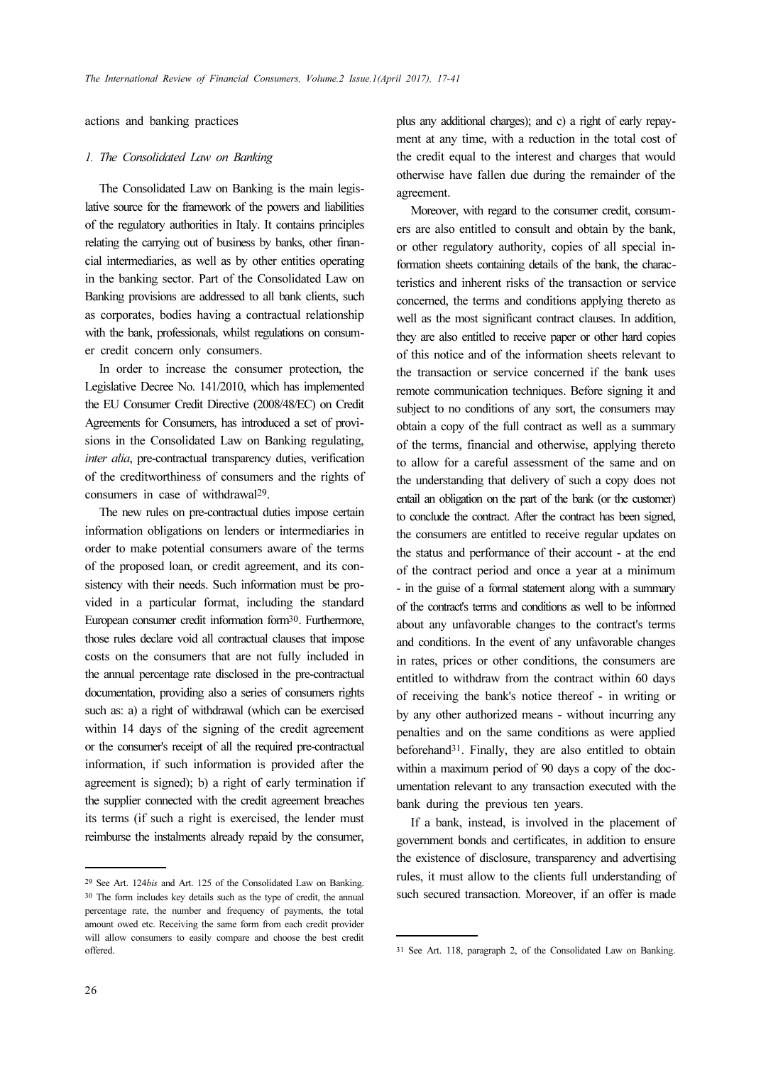actions and banking practices

### *1. The Consolidated Law on Banking*

The Consolidated Law on Banking is the main legislative source for the framework of the powers and liabilities of the regulatory authorities in Italy. It contains principles relating the carrying out of business by banks, other financial intermediaries, as well as by other entities operating in the banking sector. Part of the Consolidated Law on Banking provisions are addressed to all bank clients, such as corporates, bodies having a contractual relationship with the bank, professionals, whilst regulations on consumer credit concern only consumers.

In order to increase the consumer protection, the Legislative Decree No. 141/2010, which has implemented the EU Consumer Credit Directive (2008/48/EC) on Credit Agreements for Consumers, has introduced a set of provisions in the Consolidated Law on Banking regulating, *inter alia*, pre-contractual transparency duties, verification of the creditworthiness of consumers and the rights of consumers in case of withdrawal[29].

The new rules on pre-contractual duties impose certain information obligations on lenders or intermediaries in order to make potential consumers aware of the terms of the proposed loan, or credit agreement, and its consistency with their needs. Such information must be provided in a particular format, including the standard European consumer credit information form[30]. Furthermore, those rules declare void all contractual clauses that impose costs on the consumers that are not fully included in the annual percentage rate disclosed in the pre-contractual documentation, providing also a series of consumers rights such as: a) a right of withdrawal (which can be exercised within 14 days of the signing of the credit agreement or the consumer's receipt of all the required pre-contractual information, if such information is provided after the agreement is signed); b) a right of early termination if the supplier connected with the credit agreement breaches its terms (if such a right is exercised, the lender must reimburse the instalments already repaid by the consumer, plus any additional charges); and c) a right of early repayment at any time, with a reduction in the total cost of the credit equal to the interest and charges that would otherwise have fallen due during the remainder of the agreement.

Moreover, with regard to the consumer credit, consumers are also entitled to consult and obtain by the bank, or other regulatory authority, copies of all special information sheets containing details of the bank, the characteristics and inherent risks of the transaction or service concerned, the terms and conditions applying thereto as well as the most significant contract clauses. In addition, they are also entitled to receive paper or other hard copies of this notice and of the information sheets relevant to the transaction or service concerned if the bank uses remote communication techniques. Before signing it and subject to no conditions of any sort, the consumers may obtain a copy of the full contract as well as a summary of the terms, financial and otherwise, applying thereto to allow for a careful assessment of the same and on the understanding that delivery of such a copy does not entail an obligation on the part of the bank (or the customer) to conclude the contract. After the contract has been signed, the consumers are entitled to receive regular updates on the status and performance of their account - at the end of the contract period and once a year at a minimum - in the guise of a formal statement along with a summary of the contract's terms and conditions as well to be informed about any unfavorable changes to the contract's terms and conditions. In the event of any unfavorable changes in rates, prices or other conditions, the consumers are entitled to withdraw from the contract within 60 days of receiving the bank's notice thereof - in writing or by any other authorized means - without incurring any penalties and on the same conditions as were applied beforehand[31]. Finally, they are also entitled to obtain within a maximum period of 90 days a copy of the documentation relevant to any transaction executed with the bank during the previous ten years.

If a bank, instead, is involved in the placement of government bonds and certificates, in addition to ensure the existence of disclosure, transparency and advertising rules, it must allow to the clients full understanding of such secured transaction. Moreover, if an offer is made

---

[29] See Art. 124*bis* and Art. 125 of the Consolidated Law on Banking.

[30] The form includes key details such as the type of credit, the annual percentage rate, the number and frequency of payments, the total amount owed etc. Receiving the same form from each credit provider will allow consumers to easily compare and choose the best credit offered.

[31] See Art. 118, paragraph 2, of the Consolidated Law on Banking.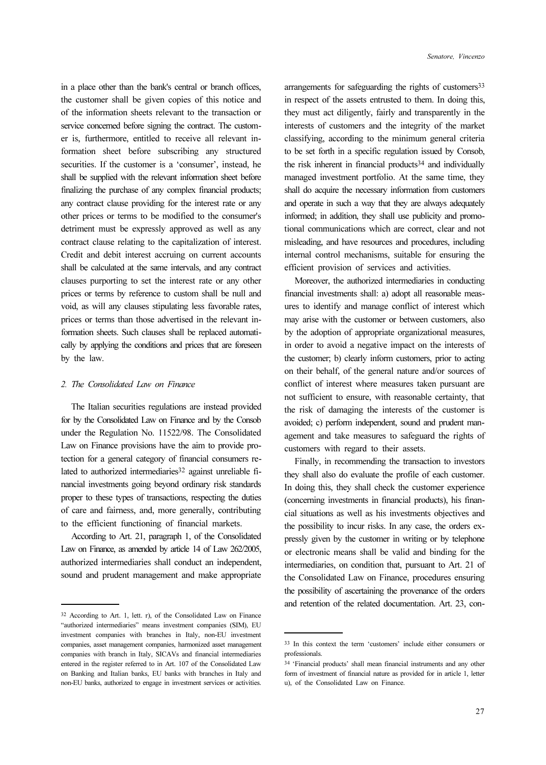in a place other than the bank's central or branch offices, the customer shall be given copies of this notice and of the information sheets relevant to the transaction or service concerned before signing the contract. The customer is, furthermore, entitled to receive all relevant information sheet before subscribing any structured securities. If the customer is a 'consumer', instead, he shall be supplied with the relevant information sheet before finalizing the purchase of any complex financial products; any contract clause providing for the interest rate or any other prices or terms to be modified to the consumer's detriment must be expressly approved as well as any contract clause relating to the capitalization of interest. Credit and debit interest accruing on current accounts shall be calculated at the same intervals, and any contract clauses purporting to set the interest rate or any other prices or terms by reference to custom shall be null and void, as will any clauses stipulating less favorable rates, prices or terms than those advertised in the relevant information sheets. Such clauses shall be replaced automatically by applying the conditions and prices that are foreseen by the law.

### *2. The Consolidated Law on Finance*

The Italian securities regulations are instead provided for by the Consolidated Law on Finance and by the Consob under the Regulation No. 11522/98. The Consolidated Law on Finance provisions have the aim to provide protection for a general category of financial consumers related to authorized intermediaries[32] against unreliable financial investments going beyond ordinary risk standards proper to these types of transactions, respecting the duties of care and fairness, and, more generally, contributing to the efficient functioning of financial markets.

According to Art. 21, paragraph 1, of the Consolidated Law on Finance, as amended by article 14 of Law 262/2005, authorized intermediaries shall conduct an independent, sound and prudent management and make appropriate arrangements for safeguarding the rights of customers[33] in respect of the assets entrusted to them. In doing this, they must act diligently, fairly and transparently in the interests of customers and the integrity of the market classifying, according to the minimum general criteria to be set forth in a specific regulation issued by Consob, the risk inherent in financial products[34] and individually managed investment portfolio. At the same time, they shall do acquire the necessary information from customers and operate in such a way that they are always adequately informed; in addition, they shall use publicity and promotional communications which are correct, clear and not misleading, and have resources and procedures, including internal control mechanisms, suitable for ensuring the efficient provision of services and activities.

Moreover, the authorized intermediaries in conducting financial investments shall: a) adopt all reasonable measures to identify and manage conflict of interest which may arise with the customer or between customers, also by the adoption of appropriate organizational measures, in order to avoid a negative impact on the interests of the customer; b) clearly inform customers, prior to acting on their behalf, of the general nature and/or sources of conflict of interest where measures taken pursuant are not sufficient to ensure, with reasonable certainty, that the risk of damaging the interests of the customer is avoided; c) perform independent, sound and prudent management and take measures to safeguard the rights of customers with regard to their assets.

Finally, in recommending the transaction to investors they shall also do evaluate the profile of each customer. In doing this, they shall check the customer experience (concerning investments in financial products), his financial situations as well as his investments objectives and the possibility to incur risks. In any case, the orders expressly given by the customer in writing or by telephone or electronic means shall be valid and binding for the intermediaries, on condition that, pursuant to Art. 21 of the Consolidated Law on Finance, procedures ensuring the possibility of ascertaining the provenance of the orders and retention of the related documentation. Art. 23, con-

---

[32] According to Art. 1, lett. r), of the Consolidated Law on Finance "authorized intermediaries" means investment companies (SIM), EU investment companies with branches in Italy, non-EU investment companies, asset management companies, harmonized asset management companies with branch in Italy, SICAVs and financial intermediaries entered in the register referred to in Art. 107 of the Consolidated Law on Banking and Italian banks, EU banks with branches in Italy and non-EU banks, authorized to engage in investment services or activities.

[33] In this context the term 'customers' include either consumers or professionals.

[34] 'Financial products' shall mean financial instruments and any other form of investment of financial nature as provided for in article 1, letter u), of the Consolidated Law on Finance.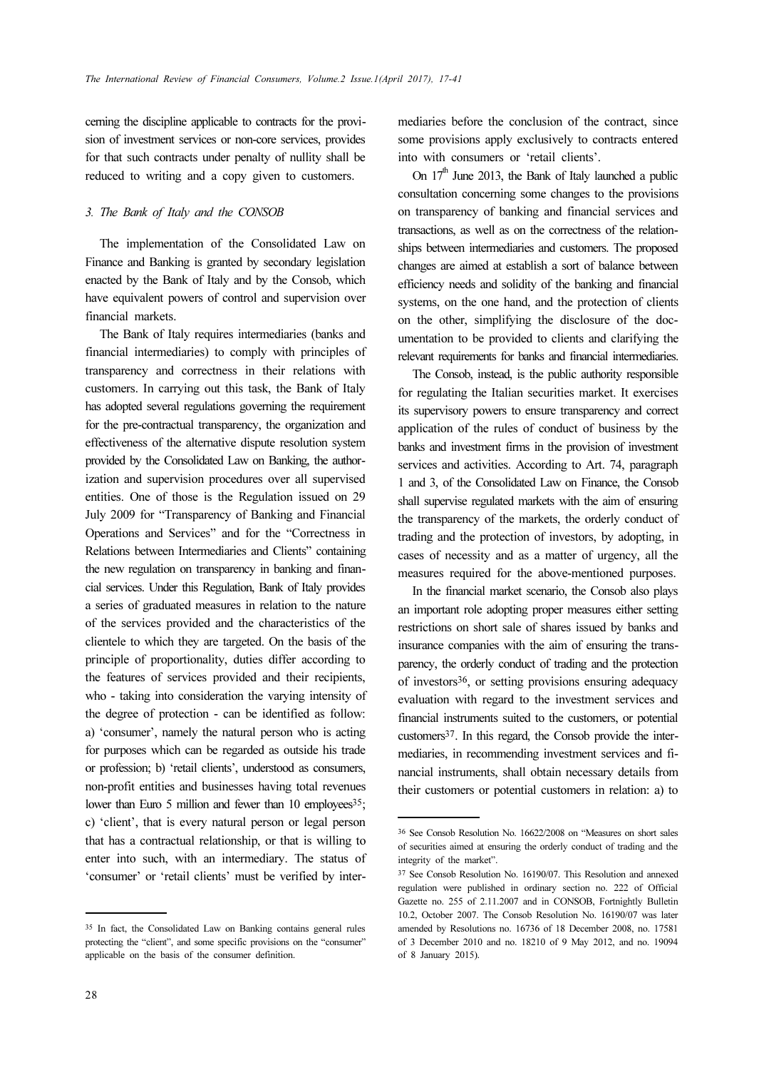cerning the discipline applicable to contracts for the provision of investment services or non-core services, provides for that such contracts under penalty of nullity shall be reduced to writing and a copy given to customers.

### *3. The Bank of Italy and the CONSOB*

The implementation of the Consolidated Law on Finance and Banking is granted by secondary legislation enacted by the Bank of Italy and by the Consob, which have equivalent powers of control and supervision over financial markets.

The Bank of Italy requires intermediaries (banks and financial intermediaries) to comply with principles of transparency and correctness in their relations with customers. In carrying out this task, the Bank of Italy has adopted several regulations governing the requirement for the pre-contractual transparency, the organization and effectiveness of the alternative dispute resolution system provided by the Consolidated Law on Banking, the authorization and supervision procedures over all supervised entities. One of those is the Regulation issued on 29 July 2009 for "Transparency of Banking and Financial Operations and Services" and for the "Correctness in Relations between Intermediaries and Clients" containing the new regulation on transparency in banking and financial services. Under this Regulation, Bank of Italy provides a series of graduated measures in relation to the nature of the services provided and the characteristics of the clientele to which they are targeted. On the basis of the principle of proportionality, duties differ according to the features of services provided and their recipients, who - taking into consideration the varying intensity of the degree of protection - can be identified as follow: a) 'consumer', namely the natural person who is acting for purposes which can be regarded as outside his trade or profession; b) 'retail clients', understood as consumers, non-profit entities and businesses having total revenues lower than Euro 5 million and fewer than 10 employees[35]; c) 'client', that is every natural person or legal person that has a contractual relationship, or that is willing to enter into such, with an intermediary. The status of 'consumer' or 'retail clients' must be verified by intermediaries before the conclusion of the contract, since some provisions apply exclusively to contracts entered into with consumers or 'retail clients'.

On 17th June 2013, the Bank of Italy launched a public consultation concerning some changes to the provisions on transparency of banking and financial services and transactions, as well as on the correctness of the relationships between intermediaries and customers. The proposed changes are aimed at establish a sort of balance between efficiency needs and solidity of the banking and financial systems, on the one hand, and the protection of clients on the other, simplifying the disclosure of the documentation to be provided to clients and clarifying the relevant requirements for banks and financial intermediaries.

The Consob, instead, is the public authority responsible for regulating the Italian securities market. It exercises its supervisory powers to ensure transparency and correct application of the rules of conduct of business by the banks and investment firms in the provision of investment services and activities. According to Art. 74, paragraph 1 and 3, of the Consolidated Law on Finance, the Consob shall supervise regulated markets with the aim of ensuring the transparency of the markets, the orderly conduct of trading and the protection of investors, by adopting, in cases of necessity and as a matter of urgency, all the measures required for the above-mentioned purposes.

In the financial market scenario, the Consob also plays an important role adopting proper measures either setting restrictions on short sale of shares issued by banks and insurance companies with the aim of ensuring the transparency, the orderly conduct of trading and the protection of investors[36], or setting provisions ensuring adequacy evaluation with regard to the investment services and financial instruments suited to the customers, or potential customers[37]. In this regard, the Consob provide the intermediaries, in recommending investment services and financial instruments, shall obtain necessary details from their customers or potential customers in relation: a) to

---

[35] In fact, the Consolidated Law on Banking contains general rules protecting the "client", and some specific provisions on the "consumer" applicable on the basis of the consumer definition.

[36] See Consob Resolution No. 16622/2008 on "Measures on short sales of securities aimed at ensuring the orderly conduct of trading and the integrity of the market".

[37] See Consob Resolution No. 16190/07. This Resolution and annexed regulation were published in ordinary section no. 222 of Official Gazette no. 255 of 2.11.2007 and in CONSOB, Fortnightly Bulletin 10.2, October 2007. The Consob Resolution No. 16190/07 was later amended by Resolutions no. 16736 of 18 December 2008, no. 17581 of 3 December 2010 and no. 18210 of 9 May 2012, and no. 19094 of 8 January 2015).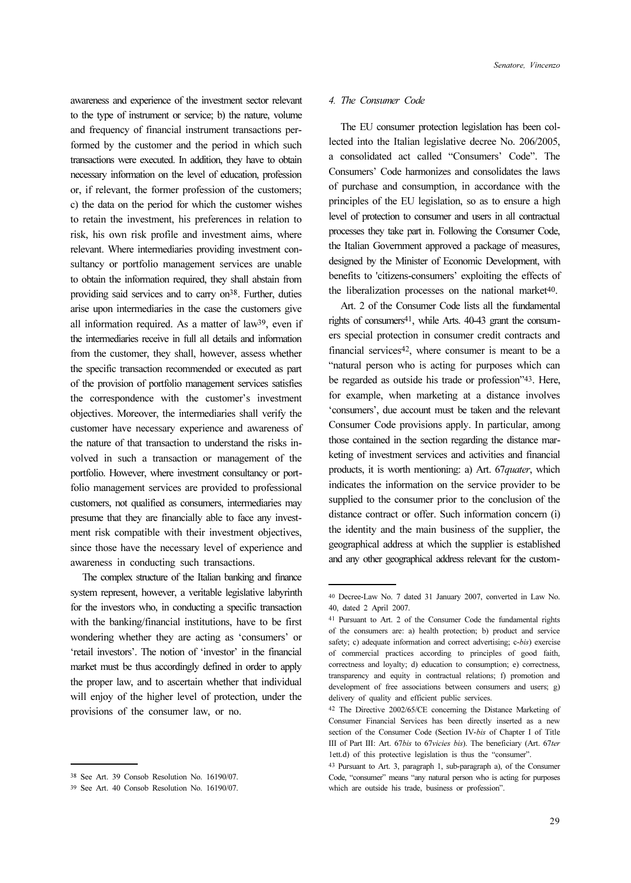awareness and experience of the investment sector relevant to the type of instrument or service; b) the nature, volume and frequency of financial instrument transactions performed by the customer and the period in which such transactions were executed. In addition, they have to obtain necessary information on the level of education, profession or, if relevant, the former profession of the customers; c) the data on the period for which the customer wishes to retain the investment, his preferences in relation to risk, his own risk profile and investment aims, where relevant. Where intermediaries providing investment consultancy or portfolio management services are unable to obtain the information required, they shall abstain from providing said services and to carry on[38]. Further, duties arise upon intermediaries in the case the customers give all information required. As a matter of law[39], even if the intermediaries receive in full all details and information from the customer, they shall, however, assess whether the specific transaction recommended or executed as part of the provision of portfolio management services satisfies the correspondence with the customer's investment objectives. Moreover, the intermediaries shall verify the customer have necessary experience and awareness of the nature of that transaction to understand the risks involved in such a transaction or management of the portfolio. However, where investment consultancy or portfolio management services are provided to professional customers, not qualified as consumers, intermediaries may presume that they are financially able to face any investment risk compatible with their investment objectives, since those have the necessary level of experience and awareness in conducting such transactions.

The complex structure of the Italian banking and finance system represent, however, a veritable legislative labyrinth for the investors who, in conducting a specific transaction with the banking/financial institutions, have to be first wondering whether they are acting as 'consumers' or 'retail investors'. The notion of 'investor' in the financial market must be thus accordingly defined in order to apply the proper law, and to ascertain whether that individual will enjoy of the higher level of protection, under the provisions of the consumer law, or no.

## 4. The Consumer Code

The EU consumer protection legislation has been collected into the Italian legislative decree No. 206/2005, a consolidated act called "Consumers' Code". The Consumers' Code harmonizes and consolidates the laws of purchase and consumption, in accordance with the principles of the EU legislation, so as to ensure a high level of protection to consumer and users in all contractual processes they take part in. Following the Consumer Code, the Italian Government approved a package of measures, designed by the Minister of Economic Development, with benefits to 'citizens-consumers' exploiting the effects of the liberalization processes on the national market[40].

Art. 2 of the Consumer Code lists all the fundamental rights of consumers[41], while Arts. 40-43 grant the consumers special protection in consumer credit contracts and financial services[42], where consumer is meant to be a "natural person who is acting for purposes which can be regarded as outside his trade or profession"[43]. Here, for example, when marketing at a distance involves 'consumers', due account must be taken and the relevant Consumer Code provisions apply. In particular, among those contained in the section regarding the distance marketing of investment services and activities and financial products, it is worth mentioning: a) Art. 67*quater*, which indicates the information on the service provider to be supplied to the consumer prior to the conclusion of the distance contract or offer. Such information concern (i) the identity and the main business of the supplier, the geographical address at which the supplier is established and any other geographical address relevant for the custom-

---

[38] See Art. 39 Consob Resolution No. 16190/07.

[39] See Art. 40 Consob Resolution No. 16190/07.

[40] Decree-Law No. 7 dated 31 January 2007, converted in Law No. 40, dated 2 April 2007.

[41] Pursuant to Art. 2 of the Consumer Code the fundamental rights of the consumers are: a) health protection; b) product and service safety; c) adequate information and correct advertising; c-*bis*) exercise of commercial practices according to principles of good faith, correctness and loyalty; d) education to consumption; e) correctness, transparency and equity in contractual relations; f) promotion and development of free associations between consumers and users; g) delivery of quality and efficient public services.

[42] The Directive 2002/65/CE concerning the Distance Marketing of Consumer Financial Services has been directly inserted as a new section of the Consumer Code (Section IV-*bis* of Chapter I of Title III of Part III: Art. 67*bis* to 67*vicies bis*). The beneficiary (Art. 67*ter* 1ett.d) of this protective legislation is thus the "consumer".

[43] Pursuant to Art. 3, paragraph 1, sub-paragraph a), of the Consumer Code, "consumer" means "any natural person who is acting for purposes which are outside his trade, business or profession".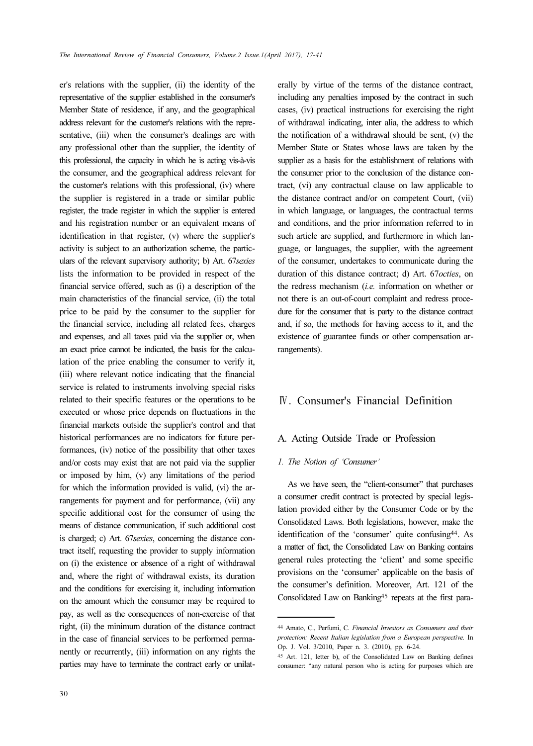er's relations with the supplier, (ii) the identity of the representative of the supplier established in the consumer's Member State of residence, if any, and the geographical address relevant for the customer's relations with the representative, (iii) when the consumer's dealings are with any professional other than the supplier, the identity of this professional, the capacity in which he is acting vis-à-vis the consumer, and the geographical address relevant for the customer's relations with this professional, (iv) where the supplier is registered in a trade or similar public register, the trade register in which the supplier is entered and his registration number or an equivalent means of identification in that register, (v) where the supplier's activity is subject to an authorization scheme, the particulars of the relevant supervisory authority; b) Art. 67*sexies* lists the information to be provided in respect of the financial service offered, such as (i) a description of the main characteristics of the financial service, (ii) the total price to be paid by the consumer to the supplier for the financial service, including all related fees, charges and expenses, and all taxes paid via the supplier or, when an exact price cannot be indicated, the basis for the calculation of the price enabling the consumer to verify it, (iii) where relevant notice indicating that the financial service is related to instruments involving special risks related to their specific features or the operations to be executed or whose price depends on fluctuations in the financial markets outside the supplier's control and that historical performances are no indicators for future performances, (iv) notice of the possibility that other taxes and/or costs may exist that are not paid via the supplier or imposed by him, (v) any limitations of the period for which the information provided is valid, (vi) the arrangements for payment and for performance, (vii) any specific additional cost for the consumer of using the means of distance communication, if such additional cost is charged; c) Art. 67*sexies*, concerning the distance contract itself, requesting the provider to supply information on (i) the existence or absence of a right of withdrawal and, where the right of withdrawal exists, its duration and the conditions for exercising it, including information on the amount which the consumer may be required to pay, as well as the consequences of non-exercise of that right, (ii) the minimum duration of the distance contract in the case of financial services to be performed permanently or recurrently, (iii) information on any rights the parties may have to terminate the contract early or unilaterally by virtue of the terms of the distance contract, including any penalties imposed by the contract in such cases, (iv) practical instructions for exercising the right of withdrawal indicating, inter alia, the address to which the notification of a withdrawal should be sent, (v) the Member State or States whose laws are taken by the supplier as a basis for the establishment of relations with the consumer prior to the conclusion of the distance contract, (vi) any contractual clause on law applicable to the distance contract and/or on competent Court, (vii) in which language, or languages, the contractual terms and conditions, and the prior information referred to in such article are supplied, and furthermore in which language, or languages, the supplier, with the agreement of the consumer, undertakes to communicate during the duration of this distance contract; d) Art. 67*octies*, on the redress mechanism (*i.e.* information on whether or not there is an out-of-court complaint and redress procedure for the consumer that is party to the distance contract and, if so, the methods for having access to it, and the existence of guarantee funds or other compensation arrangements).

## Ⅳ. Consumer's Financial Definition

### A. Acting Outside Trade or Profession

#### *1. The Notion of 'Consumer'*

As we have seen, the "client-consumer" that purchases a consumer credit contract is protected by special legislation provided either by the Consumer Code or by the Consolidated Laws. Both legislations, however, make the identification of the 'consumer' quite confusing[44]. As a matter of fact, the Consolidated Law on Banking contains general rules protecting the 'client' and some specific provisions on the 'consumer' applicable on the basis of the consumer's definition. Moreover, Art. 121 of the Consolidated Law on Banking[45] repeats at the first para-

[44] Amato, C., Perfumi, C. *Financial Investors as Consumers and their protection: Recent Italian legislation from a European perspective.* In Op. J. Vol. 3/2010, Paper n. 3. (2010), pp. 6-24.

[45] Art. 121, letter b), of the Consolidated Law on Banking defines consumer: "any natural person who is acting for purposes which are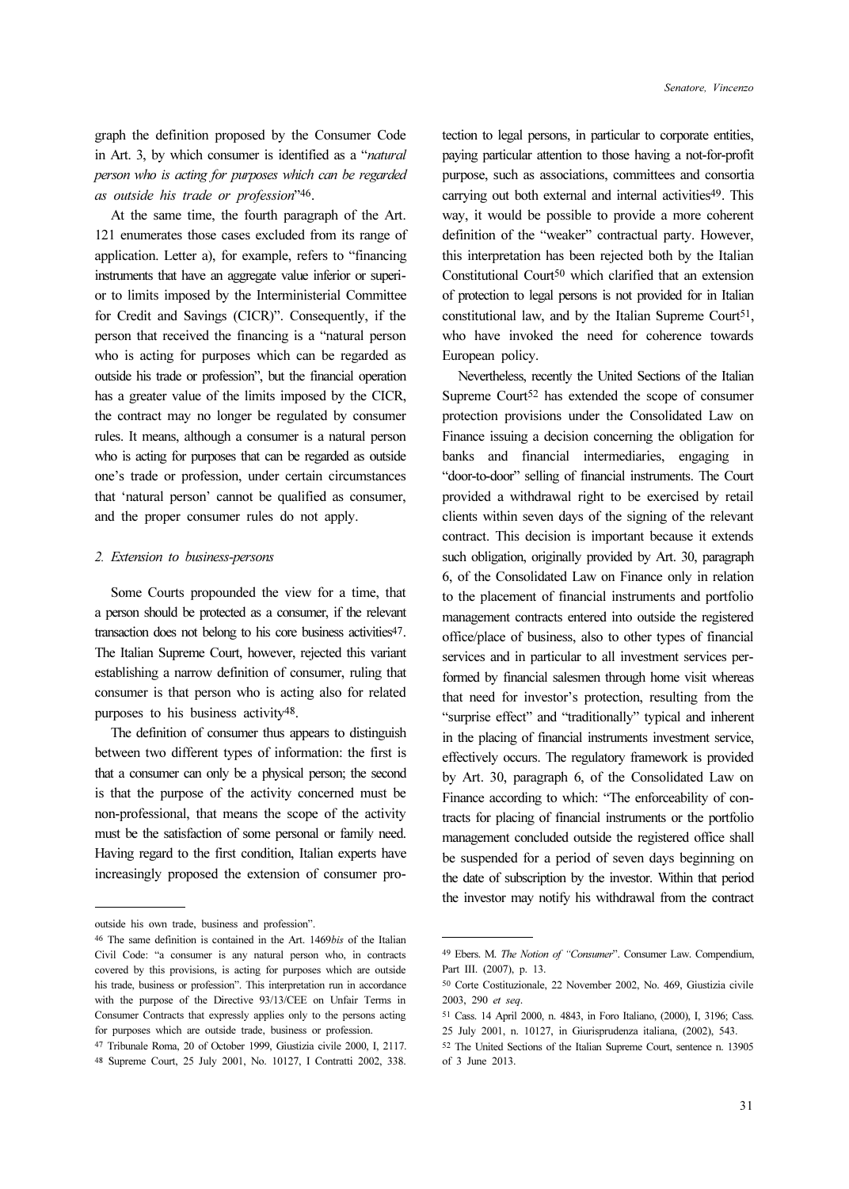graph the definition proposed by the Consumer Code in Art. 3, by which consumer is identified as a "*natural person who is acting for purposes which can be regarded as outside his trade or profession*"[46].

At the same time, the fourth paragraph of the Art. 121 enumerates those cases excluded from its range of application. Letter a), for example, refers to "financing instruments that have an aggregate value inferior or superior to limits imposed by the Interministerial Committee for Credit and Savings (CICR)". Consequently, if the person that received the financing is a "natural person who is acting for purposes which can be regarded as outside his trade or profession", but the financial operation has a greater value of the limits imposed by the CICR, the contract may no longer be regulated by consumer rules. It means, although a consumer is a natural person who is acting for purposes that can be regarded as outside one's trade or profession, under certain circumstances that 'natural person' cannot be qualified as consumer, and the proper consumer rules do not apply.

## 2. Extension to business-persons

Some Courts propounded the view for a time, that a person should be protected as a consumer, if the relevant transaction does not belong to his core business activities[47]. The Italian Supreme Court, however, rejected this variant establishing a narrow definition of consumer, ruling that consumer is that person who is acting also for related purposes to his business activity[48].

The definition of consumer thus appears to distinguish between two different types of information: the first is that a consumer can only be a physical person; the second is that the purpose of the activity concerned must be non-professional, that means the scope of the activity must be the satisfaction of some personal or family need. Having regard to the first condition, Italian experts have increasingly proposed the extension of consumer protection to legal persons, in particular to corporate entities, paying particular attention to those having a not-for-profit purpose, such as associations, committees and consortia carrying out both external and internal activities[49]. This way, it would be possible to provide a more coherent definition of the "weaker" contractual party. However, this interpretation has been rejected both by the Italian Constitutional Court[50] which clarified that an extension of protection to legal persons is not provided for in Italian constitutional law, and by the Italian Supreme Court[51], who have invoked the need for coherence towards European policy.

Nevertheless, recently the United Sections of the Italian Supreme Court[52] has extended the scope of consumer protection provisions under the Consolidated Law on Finance issuing a decision concerning the obligation for banks and financial intermediaries, engaging in "door-to-door" selling of financial instruments. The Court provided a withdrawal right to be exercised by retail clients within seven days of the signing of the relevant contract. This decision is important because it extends such obligation, originally provided by Art. 30, paragraph 6, of the Consolidated Law on Finance only in relation to the placement of financial instruments and portfolio management contracts entered into outside the registered office/place of business, also to other types of financial services and in particular to all investment services performed by financial salesmen through home visit whereas that need for investor's protection, resulting from the "surprise effect" and "traditionally" typical and inherent in the placing of financial instruments investment service, effectively occurs. The regulatory framework is provided by Art. 30, paragraph 6, of the Consolidated Law on Finance according to which: "The enforceability of contracts for placing of financial instruments or the portfolio management concluded outside the registered office shall be suspended for a period of seven days beginning on the date of subscription by the investor. Within that period the investor may notify his withdrawal from the contract

---

outside his own trade, business and profession".

[46] The same definition is contained in the Art. 1469*bis* of the Italian Civil Code: "a consumer is any natural person who, in contracts covered by this provisions, is acting for purposes which are outside his trade, business or profession". This interpretation run in accordance with the purpose of the Directive 93/13/CEE on Unfair Terms in Consumer Contracts that expressly applies only to the persons acting for purposes which are outside trade, business or profession.

[47] Tribunale Roma, 20 of October 1999, Giustizia civile 2000, I, 2117.

[48] Supreme Court, 25 July 2001, No. 10127, I Contratti 2002, 338.

[49] Ebers. M. *The Notion of "Consumer"*. Consumer Law. Compendium, Part III. (2007), p. 13.

[50] Corte Costituzionale, 22 November 2002, No. 469, Giustizia civile 2003, 290 *et seq*.

[51] Cass. 14 April 2000, n. 4843, in Foro Italiano, (2000), I, 3196; Cass. 25 July 2001, n. 10127, in Giurisprudenza italiana, (2002), 543.

[52] The United Sections of the Italian Supreme Court, sentence n. 13905 of 3 June 2013.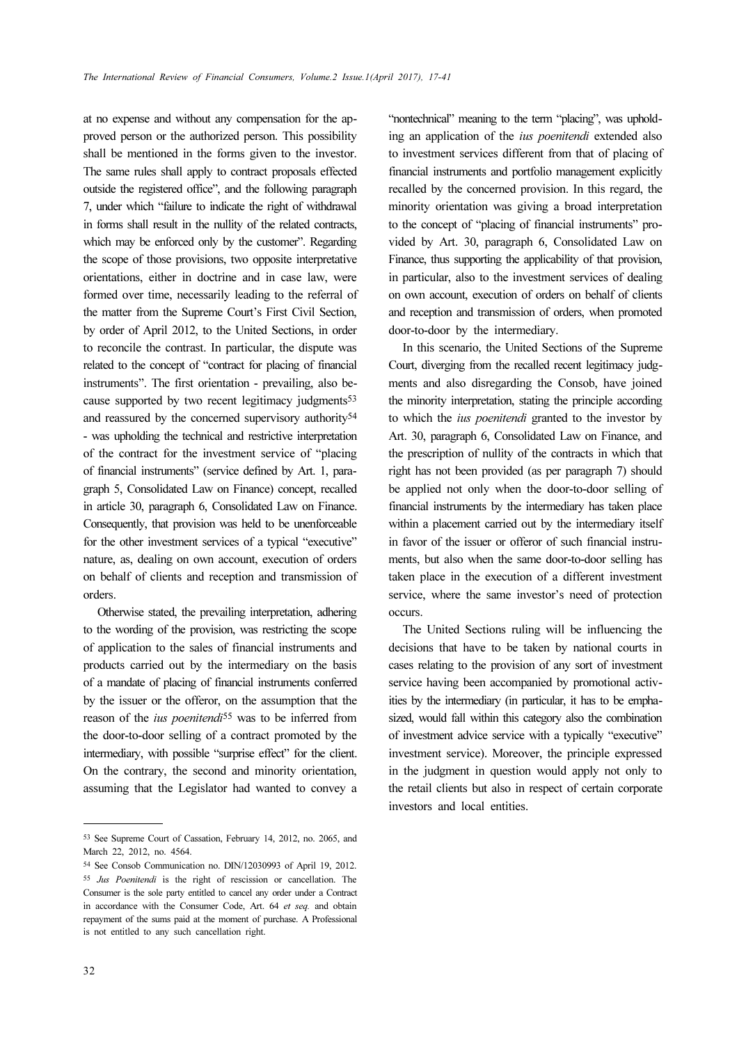at no expense and without any compensation for the approved person or the authorized person. This possibility shall be mentioned in the forms given to the investor. The same rules shall apply to contract proposals effected outside the registered office", and the following paragraph 7, under which "failure to indicate the right of withdrawal in forms shall result in the nullity of the related contracts, which may be enforced only by the customer". Regarding the scope of those provisions, two opposite interpretative orientations, either in doctrine and in case law, were formed over time, necessarily leading to the referral of the matter from the Supreme Court's First Civil Section, by order of April 2012, to the United Sections, in order to reconcile the contrast. In particular, the dispute was related to the concept of "contract for placing of financial instruments". The first orientation - prevailing, also because supported by two recent legitimacy judgments[53] and reassured by the concerned supervisory authority[54] - was upholding the technical and restrictive interpretation of the contract for the investment service of "placing of financial instruments" (service defined by Art. 1, paragraph 5, Consolidated Law on Finance) concept, recalled in article 30, paragraph 6, Consolidated Law on Finance. Consequently, that provision was held to be unenforceable for the other investment services of a typical "executive" nature, as, dealing on own account, execution of orders on behalf of clients and reception and transmission of orders.

Otherwise stated, the prevailing interpretation, adhering to the wording of the provision, was restricting the scope of application to the sales of financial instruments and products carried out by the intermediary on the basis of a mandate of placing of financial instruments conferred by the issuer or the offeror, on the assumption that the reason of the *ius poenitendi*[55] was to be inferred from the door-to-door selling of a contract promoted by the intermediary, with possible "surprise effect" for the client. On the contrary, the second and minority orientation, assuming that the Legislator had wanted to convey a "nontechnical" meaning to the term "placing", was upholding an application of the *ius poenitendi* extended also to investment services different from that of placing of financial instruments and portfolio management explicitly recalled by the concerned provision. In this regard, the minority orientation was giving a broad interpretation to the concept of "placing of financial instruments" provided by Art. 30, paragraph 6, Consolidated Law on Finance, thus supporting the applicability of that provision, in particular, also to the investment services of dealing on own account, execution of orders on behalf of clients and reception and transmission of orders, when promoted door-to-door by the intermediary.

In this scenario, the United Sections of the Supreme Court, diverging from the recalled recent legitimacy judgments and also disregarding the Consob, have joined the minority interpretation, stating the principle according to which the *ius poenitendi* granted to the investor by Art. 30, paragraph 6, Consolidated Law on Finance, and the prescription of nullity of the contracts in which that right has not been provided (as per paragraph 7) should be applied not only when the door-to-door selling of financial instruments by the intermediary has taken place within a placement carried out by the intermediary itself in favor of the issuer or offeror of such financial instruments, but also when the same door-to-door selling has taken place in the execution of a different investment service, where the same investor's need of protection occurs.

The United Sections ruling will be influencing the decisions that have to be taken by national courts in cases relating to the provision of any sort of investment service having been accompanied by promotional activities by the intermediary (in particular, it has to be emphasized, would fall within this category also the combination of investment advice service with a typically "executive" investment service). Moreover, the principle expressed in the judgment in question would apply not only to the retail clients but also in respect of certain corporate investors and local entities.

---

[53] See Supreme Court of Cassation, February 14, 2012, no. 2065, and March 22, 2012, no. 4564.

[54] See Consob Communication no. DIN/12030993 of April 19, 2012.

[55] *Jus Poenitendi* is the right of rescission or cancellation. The Consumer is the sole party entitled to cancel any order under a Contract in accordance with the Consumer Code, Art. 64 *et seq.* and obtain repayment of the sums paid at the moment of purchase. A Professional is not entitled to any such cancellation right.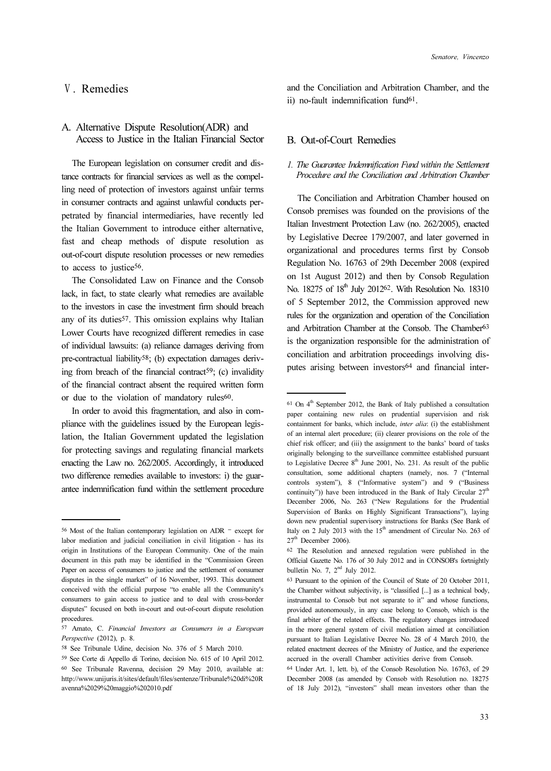## V. Remedies

### A. Alternative Dispute Resolution(ADR) and Access to Justice in the Italian Financial Sector

The European legislation on consumer credit and distance contracts for financial services as well as the compelling need of protection of investors against unfair terms in consumer contracts and against unlawful conducts perpetrated by financial intermediaries, have recently led the Italian Government to introduce either alternative, fast and cheap methods of dispute resolution as out-of-court dispute resolution processes or new remedies to access to justice[56].

The Consolidated Law on Finance and the Consob lack, in fact, to state clearly what remedies are available to the investors in case the investment firm should breach any of its duties[57]. This omission explains why Italian Lower Courts have recognized different remedies in case of individual lawsuits: (a) reliance damages deriving from pre-contractual liability[58]; (b) expectation damages deriving from breach of the financial contract[59]; (c) invalidity of the financial contract absent the required written form or due to the violation of mandatory rules[60].

In order to avoid this fragmentation, and also in compliance with the guidelines issued by the European legislation, the Italian Government updated the legislation for protecting savings and regulating financial markets enacting the Law no. 262/2005. Accordingly, it introduced two difference remedies available to investors: i) the guarantee indemnification fund within the settlement procedure and the Conciliation and Arbitration Chamber, and the ii) no-fault indemnification fund[61].

### B. Out-of-Court Remedies

#### *1. The Guarantee Indemnification Fund within the Settlement Procedure and the Conciliation and Arbitration Chamber*

The Conciliation and Arbitration Chamber housed on Consob premises was founded on the provisions of the Italian Investment Protection Law (no. 262/2005), enacted by Legislative Decree 179/2007, and later governed in organizational and procedures terms first by Consob Regulation No. 16763 of 29th December 2008 (expired on 1st August 2012) and then by Consob Regulation No. 18275 of 18th July 2012[62]. With Resolution No. 18310 of 5 September 2012, the Commission approved new rules for the organization and operation of the Conciliation and Arbitration Chamber at the Consob. The Chamber[63] is the organization responsible for the administration of conciliation and arbitration proceedings involving disputes arising between investors[64] and financial inter-

---

56 Most of the Italian contemporary legislation on ADR – except for labor mediation and judicial conciliation in civil litigation - has its origin in Institutions of the European Community. One of the main document in this path may be identified in the "Commission Green Paper on access of consumers to justice and the settlement of consumer disputes in the single market" of 16 November, 1993. This document conceived with the official purpose "to enable all the Community's consumers to gain access to justice and to deal with cross-border disputes" focused on both in-court and out-of-court dispute resolution procedures.

57 Amato, C. *Financial Investors as Consumers in a European Perspective* (2012), p. 8.

58 See Tribunale Udine, decision No. 376 of 5 March 2010.

59 See Corte di Appello di Torino, decision No. 615 of 10 April 2012.

60 See Tribunale Ravenna, decision 29 May 2010, available at: http://www.unijuris.it/sites/default/files/sentenze/Tribunale%20di%20Ravenna%2029%20maggio%202010.pdf

61 On 4th September 2012, the Bank of Italy published a consultation paper containing new rules on prudential supervision and risk containment for banks, which include, *inter alia*: (i) the establishment of an internal alert procedure; (ii) clearer provisions on the role of the chief risk officer; and (iii) the assignment to the banks' board of tasks originally belonging to the surveillance committee established pursuant to Legislative Decree 8th June 2001, No. 231. As result of the public consultation, some additional chapters (namely, nos. 7 ("Internal controls system"), 8 ("Informative system") and 9 ("Business continuity")) have been introduced in the Bank of Italy Circular 27th December 2006, No. 263 ("New Regulations for the Prudential Supervision of Banks on Highly Significant Transactions"), laying down new prudential supervisory instructions for Banks (See Bank of Italy on 2 July 2013 with the 15th amendment of Circular No. 263 of 27th December 2006).

62 The Resolution and annexed regulation were published in the Official Gazette No. 176 of 30 July 2012 and in CONSOB's fortnightly bulletin No. 7, 2nd July 2012.

63 Pursuant to the opinion of the Council of State of 20 October 2011, the Chamber without subjectivity, is "classified [...] as a technical body, instrumental to Consob but not separate to it" and whose functions, provided autonomously, in any case belong to Consob, which is the final arbiter of the related effects. The regulatory changes introduced in the more general system of civil mediation aimed at conciliation pursuant to Italian Legislative Decree No. 28 of 4 March 2010, the related enactment decrees of the Ministry of Justice, and the experience accrued in the overall Chamber activities derive from Consob.

64 Under Art. 1, lett. b), of the Consob Resolution No. 16763, of 29 December 2008 (as amended by Consob with Resolution no. 18275 of 18 July 2012), "investors" shall mean investors other than the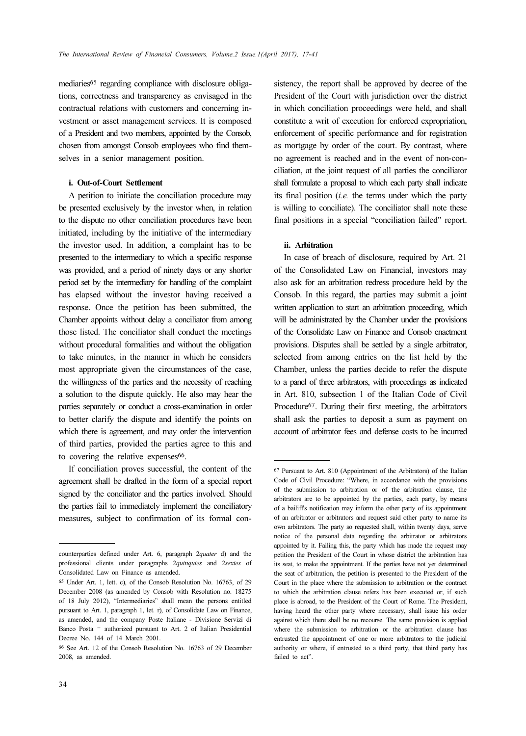mediaries[65] regarding compliance with disclosure obligations, correctness and transparency as envisaged in the contractual relations with customers and concerning investment or asset management services. It is composed of a President and two members, appointed by the Consob, chosen from amongst Consob employees who find themselves in a senior management position.

#### i. Out-of-Court Settlement

A petition to initiate the conciliation procedure may be presented exclusively by the investor when, in relation to the dispute no other conciliation procedures have been initiated, including by the initiative of the intermediary the investor used. In addition, a complaint has to be presented to the intermediary to which a specific response was provided, and a period of ninety days or any shorter period set by the intermediary for handling of the complaint has elapsed without the investor having received a response. Once the petition has been submitted, the Chamber appoints without delay a conciliator from among those listed. The conciliator shall conduct the meetings without procedural formalities and without the obligation to take minutes, in the manner in which he considers most appropriate given the circumstances of the case, the willingness of the parties and the necessity of reaching a solution to the dispute quickly. He also may hear the parties separately or conduct a cross-examination in order to better clarify the dispute and identify the points on which there is agreement, and may order the intervention of third parties, provided the parties agree to this and to covering the relative expenses[66].

If conciliation proves successful, the content of the agreement shall be drafted in the form of a special report signed by the conciliator and the parties involved. Should the parties fail to immediately implement the conciliatory measures, subject to confirmation of its formal consistency, the report shall be approved by decree of the President of the Court with jurisdiction over the district in which conciliation proceedings were held, and shall constitute a writ of execution for enforced expropriation, enforcement of specific performance and for registration as mortgage by order of the court. By contrast, where no agreement is reached and in the event of non-conciliation, at the joint request of all parties the conciliator shall formulate a proposal to which each party shall indicate its final position (*i.e.* the terms under which the party is willing to conciliate). The conciliator shall note these final positions in a special "conciliation failed" report.

#### ii. Arbitration

In case of breach of disclosure, required by Art. 21 of the Consolidated Law on Financial, investors may also ask for an arbitration redress procedure held by the Consob. In this regard, the parties may submit a joint written application to start an arbitration proceeding, which will be administrated by the Chamber under the provisions of the Consolidate Law on Finance and Consob enactment provisions. Disputes shall be settled by a single arbitrator, selected from among entries on the list held by the Chamber, unless the parties decide to refer the dispute to a panel of three arbitrators, with proceedings as indicated in Art. 810, subsection 1 of the Italian Code of Civil Procedure[67]. During their first meeting, the arbitrators shall ask the parties to deposit a sum as payment on account of arbitrator fees and defense costs to be incurred

---

counterparties defined under Art. 6, paragraph 2*quater* d) and the professional clients under paragraphs 2*quinquies* and 2*sexies* of Consolidated Law on Finance as amended.

[65] Under Art. 1, lett. c), of the Consob Resolution No. 16763, of 29 December 2008 (as amended by Consob with Resolution no. 18275 of 18 July 2012), "Intermediaries" shall mean the persons entitled pursuant to Art. 1, paragraph 1, let. r), of Consolidate Law on Finance, as amended, and the company Poste Italiane - Divisione Servizi di Banco Posta – authorized pursuant to Art. 2 of Italian Presidential Decree No. 144 of 14 March 2001.

[66] See Art. 12 of the Consob Resolution No. 16763 of 29 December 2008, as amended.

[67] Pursuant to Art. 810 (Appointment of the Arbitrators) of the Italian Code of Civil Procedure: "Where, in accordance with the provisions of the submission to arbitration or of the arbitration clause, the arbitrators are to be appointed by the parties, each party, by means of a bailiff's notification may inform the other party of its appointment of an arbitrator or arbitrators and request said other party to name its own arbitrators. The party so requested shall, within twenty days, serve notice of the personal data regarding the arbitrator or arbitrators appointed by it. Failing this, the party which has made the request may petition the President of the Court in whose district the arbitration has its seat, to make the appointment. If the parties have not yet determined the seat of arbitration, the petition is presented to the President of the Court in the place where the submission to arbitration or the contract to which the arbitration clause refers has been executed or, if such place is abroad, to the President of the Court of Rome. The President, having heard the other party where necessary, shall issue his order against which there shall be no recourse. The same provision is applied where the submission to arbitration or the arbitration clause has entrusted the appointment of one or more arbitrators to the judicial authority or where, if entrusted to a third party, that third party has failed to act".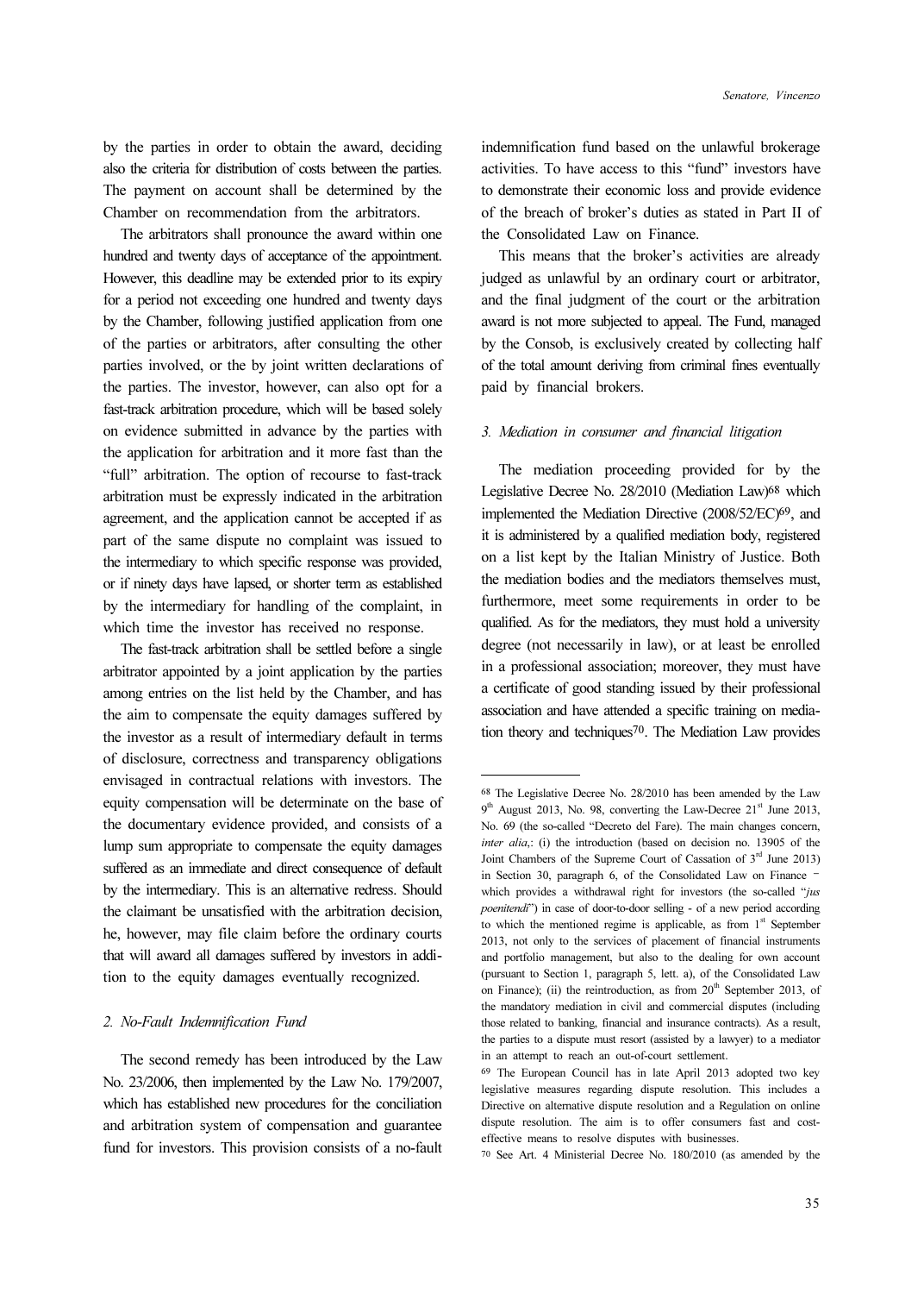by the parties in order to obtain the award, deciding also the criteria for distribution of costs between the parties. The payment on account shall be determined by the Chamber on recommendation from the arbitrators.

The arbitrators shall pronounce the award within one hundred and twenty days of acceptance of the appointment. However, this deadline may be extended prior to its expiry for a period not exceeding one hundred and twenty days by the Chamber, following justified application from one of the parties or arbitrators, after consulting the other parties involved, or the by joint written declarations of the parties. The investor, however, can also opt for a fast-track arbitration procedure, which will be based solely on evidence submitted in advance by the parties with the application for arbitration and it more fast than the "full" arbitration. The option of recourse to fast-track arbitration must be expressly indicated in the arbitration agreement, and the application cannot be accepted if as part of the same dispute no complaint was issued to the intermediary to which specific response was provided, or if ninety days have lapsed, or shorter term as established by the intermediary for handling of the complaint, in which time the investor has received no response.

The fast-track arbitration shall be settled before a single arbitrator appointed by a joint application by the parties among entries on the list held by the Chamber, and has the aim to compensate the equity damages suffered by the investor as a result of intermediary default in terms of disclosure, correctness and transparency obligations envisaged in contractual relations with investors. The equity compensation will be determinate on the base of the documentary evidence provided, and consists of a lump sum appropriate to compensate the equity damages suffered as an immediate and direct consequence of default by the intermediary. This is an alternative redress. Should the claimant be unsatisfied with the arbitration decision, he, however, may file claim before the ordinary courts that will award all damages suffered by investors in addition to the equity damages eventually recognized.

### *2. No-Fault Indemnification Fund*

The second remedy has been introduced by the Law No. 23/2006, then implemented by the Law No. 179/2007, which has established new procedures for the conciliation and arbitration system of compensation and guarantee fund for investors. This provision consists of a no-fault indemnification fund based on the unlawful brokerage activities. To have access to this "fund" investors have to demonstrate their economic loss and provide evidence of the breach of broker's duties as stated in Part II of the Consolidated Law on Finance.

This means that the broker's activities are already judged as unlawful by an ordinary court or arbitrator, and the final judgment of the court or the arbitration award is not more subjected to appeal. The Fund, managed by the Consob, is exclusively created by collecting half of the total amount deriving from criminal fines eventually paid by financial brokers.

### *3. Mediation in consumer and financial litigation*

The mediation proceeding provided for by the Legislative Decree No. 28/2010 (Mediation Law)[68] which implemented the Mediation Directive (2008/52/EC)[69], and it is administered by a qualified mediation body, registered on a list kept by the Italian Ministry of Justice. Both the mediation bodies and the mediators themselves must, furthermore, meet some requirements in order to be qualified. As for the mediators, they must hold a university degree (not necessarily in law), or at least be enrolled in a professional association; moreover, they must have a certificate of good standing issued by their professional association and have attended a specific training on mediation theory and techniques[70]. The Mediation Law provides

---

[68] The Legislative Decree No. 28/2010 has been amended by the Law 9th August 2013, No. 98, converting the Law-Decree 21st June 2013, No. 69 (the so-called "Decreto del Fare). The main changes concern, *inter alia*,: (i) the introduction (based on decision no. 13905 of the Joint Chambers of the Supreme Court of Cassation of 3rd June 2013) in Section 30, paragraph 6, of the Consolidated Law on Finance – which provides a withdrawal right for investors (the so-called "*jus poenitendi*") in case of door-to-door selling - of a new period according to which the mentioned regime is applicable, as from 1st September 2013, not only to the services of placement of financial instruments and portfolio management, but also to the dealing for own account (pursuant to Section 1, paragraph 5, lett. a), of the Consolidated Law on Finance); (ii) the reintroduction, as from 20th September 2013, of the mandatory mediation in civil and commercial disputes (including those related to banking, financial and insurance contracts). As a result, the parties to a dispute must resort (assisted by a lawyer) to a mediator in an attempt to reach an out-of-court settlement.

[69] The European Council has in late April 2013 adopted two key legislative measures regarding dispute resolution. This includes a Directive on alternative dispute resolution and a Regulation on online dispute resolution. The aim is to offer consumers fast and cost-effective means to resolve disputes with businesses.

[70] See Art. 4 Ministerial Decree No. 180/2010 (as amended by the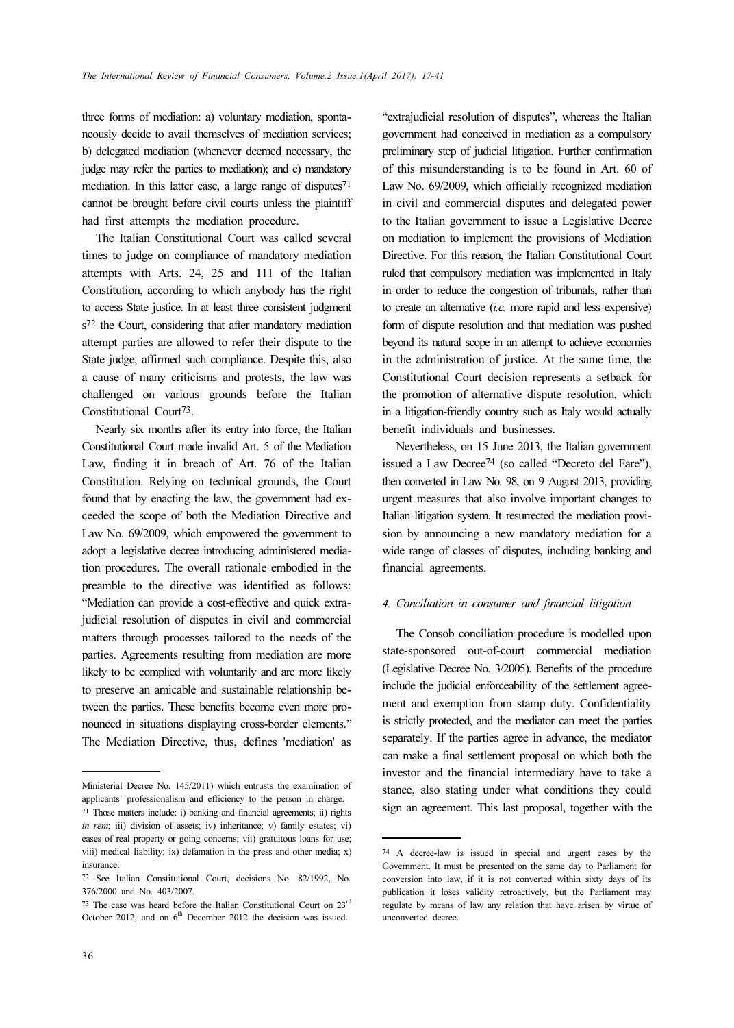three forms of mediation: a) voluntary mediation, spontaneously decide to avail themselves of mediation services; b) delegated mediation (whenever deemed necessary, the judge may refer the parties to mediation); and c) mandatory mediation. In this latter case, a large range of disputes[71] cannot be brought before civil courts unless the plaintiff had first attempts the mediation procedure.

The Italian Constitutional Court was called several times to judge on compliance of mandatory mediation attempts with Arts. 24, 25 and 111 of the Italian Constitution, according to which anybody has the right to access State justice. In at least three consistent judgments[72] the Court, considering that after mandatory mediation attempt parties are allowed to refer their dispute to the State judge, affirmed such compliance. Despite this, also a cause of many criticisms and protests, the law was challenged on various grounds before the Italian Constitutional Court[73].

Nearly six months after its entry into force, the Italian Constitutional Court made invalid Art. 5 of the Mediation Law, finding it in breach of Art. 76 of the Italian Constitution. Relying on technical grounds, the Court found that by enacting the law, the government had exceeded the scope of both the Mediation Directive and Law No. 69/2009, which empowered the government to adopt a legislative decree introducing administered mediation procedures. The overall rationale embodied in the preamble to the directive was identified as follows: "Mediation can provide a cost-effective and quick extrajudicial resolution of disputes in civil and commercial matters through processes tailored to the needs of the parties. Agreements resulting from mediation are more likely to be complied with voluntarily and are more likely to preserve an amicable and sustainable relationship between the parties. These benefits become even more pronounced in situations displaying cross-border elements." The Mediation Directive, thus, defines 'mediation' as "extrajudicial resolution of disputes", whereas the Italian government had conceived in mediation as a compulsory preliminary step of judicial litigation. Further confirmation of this misunderstanding is to be found in Art. 60 of Law No. 69/2009, which officially recognized mediation in civil and commercial disputes and delegated power to the Italian government to issue a Legislative Decree on mediation to implement the provisions of Mediation Directive. For this reason, the Italian Constitutional Court ruled that compulsory mediation was implemented in Italy in order to reduce the congestion of tribunals, rather than to create an alternative (*i.e.* more rapid and less expensive) form of dispute resolution and that mediation was pushed beyond its natural scope in an attempt to achieve economies in the administration of justice. At the same time, the Constitutional Court decision represents a setback for the promotion of alternative dispute resolution, which in a litigation-friendly country such as Italy would actually benefit individuals and businesses.

Nevertheless, on 15 June 2013, the Italian government issued a Law Decree[74] (so called "Decreto del Fare"), then converted in Law No. 98, on 9 August 2013, providing urgent measures that also involve important changes to Italian litigation system. It resurrected the mediation provision by announcing a new mandatory mediation for a wide range of classes of disputes, including banking and financial agreements.

### *4. Conciliation in consumer and financial litigation*

The Consob conciliation procedure is modelled upon state-sponsored out-of-court commercial mediation (Legislative Decree No. 3/2005). Benefits of the procedure include the judicial enforceability of the settlement agreement and exemption from stamp duty. Confidentiality is strictly protected, and the mediator can meet the parties separately. If the parties agree in advance, the mediator can make a final settlement proposal on which both the investor and the financial intermediary have to take a stance, also stating under what conditions they could sign an agreement. This last proposal, together with the

---

Ministerial Decree No. 145/2011) which entrusts the examination of applicants' professionalism and efficiency to the person in charge.

[71] Those matters include: i) banking and financial agreements; ii) rights *in rem*; iii) division of assets; iv) inheritance; v) family estates; vi) eases of real property or going concerns; vii) gratuitous loans for use; viii) medical liability; ix) defamation in the press and other media; x) insurance.

[72] See Italian Constitutional Court, decisions No. 82/1992, No. 376/2000 and No. 403/2007.

[73] The case was heard before the Italian Constitutional Court on 23rd October 2012, and on 6th December 2012 the decision was issued.

[74] A decree-law is issued in special and urgent cases by the Government. It must be presented on the same day to Parliament for conversion into law, if it is not converted within sixty days of its publication it loses validity retroactively, but the Parliament may regulate by means of law any relation that have arisen by virtue of unconverted decree.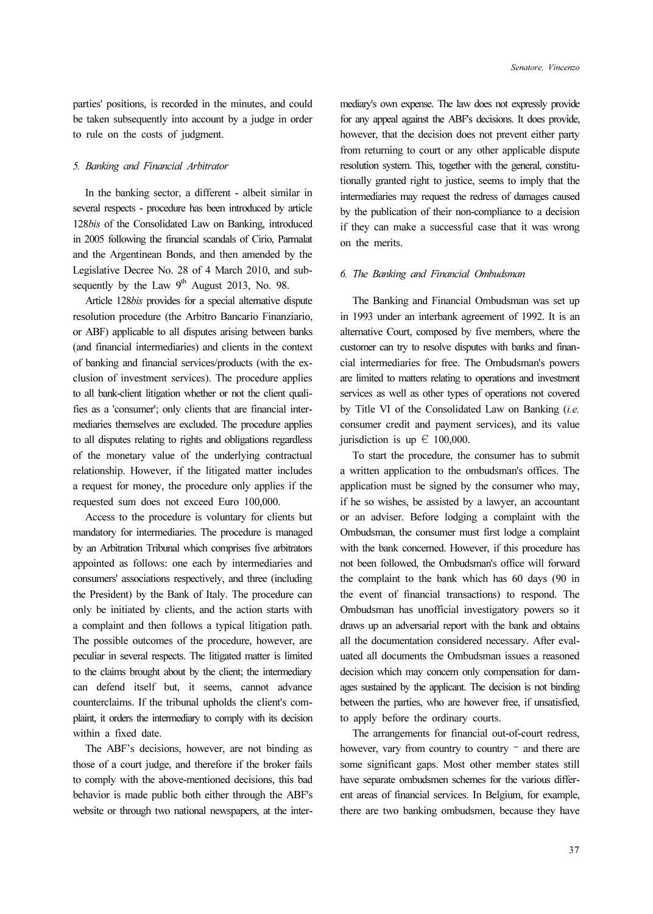parties' positions, is recorded in the minutes, and could be taken subsequently into account by a judge in order to rule on the costs of judgment.

### *5. Banking and Financial Arbitrator*

In the banking sector, a different - albeit similar in several respects - procedure has been introduced by article 128*bis* of the Consolidated Law on Banking, introduced in 2005 following the financial scandals of Cirio, Parmalat and the Argentinean Bonds, and then amended by the Legislative Decree No. 28 of 4 March 2010, and subsequently by the Law 9th August 2013, No. 98.

Article 128*bis* provides for a special alternative dispute resolution procedure (the Arbitro Bancario Finanziario, or ABF) applicable to all disputes arising between banks (and financial intermediaries) and clients in the context of banking and financial services/products (with the exclusion of investment services). The procedure applies to all bank-client litigation whether or not the client qualifies as a 'consumer'; only clients that are financial intermediaries themselves are excluded. The procedure applies to all disputes relating to rights and obligations regardless of the monetary value of the underlying contractual relationship. However, if the litigated matter includes a request for money, the procedure only applies if the requested sum does not exceed Euro 100,000.

Access to the procedure is voluntary for clients but mandatory for intermediaries. The procedure is managed by an Arbitration Tribunal which comprises five arbitrators appointed as follows: one each by intermediaries and consumers' associations respectively, and three (including the President) by the Bank of Italy. The procedure can only be initiated by clients, and the action starts with a complaint and then follows a typical litigation path. The possible outcomes of the procedure, however, are peculiar in several respects. The litigated matter is limited to the claims brought about by the client; the intermediary can defend itself but, it seems, cannot advance counterclaims. If the tribunal upholds the client's complaint, it orders the intermediary to comply with its decision within a fixed date.

The ABF's decisions, however, are not binding as those of a court judge, and therefore if the broker fails to comply with the above-mentioned decisions, this bad behavior is made public both either through the ABF's website or through two national newspapers, at the intermediary's own expense. The law does not expressly provide for any appeal against the ABF's decisions. It does provide, however, that the decision does not prevent either party from returning to court or any other applicable dispute resolution system. This, together with the general, constitutionally granted right to justice, seems to imply that the intermediaries may request the redress of damages caused by the publication of their non-compliance to a decision if they can make a successful case that it was wrong on the merits.

### *6. The Banking and Financial Ombudsman*

The Banking and Financial Ombudsman was set up in 1993 under an interbank agreement of 1992. It is an alternative Court, composed by five members, where the customer can try to resolve disputes with banks and financial intermediaries for free. The Ombudsman's powers are limited to matters relating to operations and investment services as well as other types of operations not covered by Title VI of the Consolidated Law on Banking (*i.e.* consumer credit and payment services), and its value jurisdiction is up € 100,000.

To start the procedure, the consumer has to submit a written application to the ombudsman's offices. The application must be signed by the consumer who may, if he so wishes, be assisted by a lawyer, an accountant or an adviser. Before lodging a complaint with the Ombudsman, the consumer must first lodge a complaint with the bank concerned. However, if this procedure has not been followed, the Ombudsman's office will forward the complaint to the bank which has 60 days (90 in the event of financial transactions) to respond. The Ombudsman has unofficial investigatory powers so it draws up an adversarial report with the bank and obtains all the documentation considered necessary. After evaluated all documents the Ombudsman issues a reasoned decision which may concern only compensation for damages sustained by the applicant. The decision is not binding between the parties, who are however free, if unsatisfied, to apply before the ordinary courts.

The arrangements for financial out-of-court redress, however, vary from country to country – and there are some significant gaps. Most other member states still have separate ombudsmen schemes for the various different areas of financial services. In Belgium, for example, there are two banking ombudsmen, because they have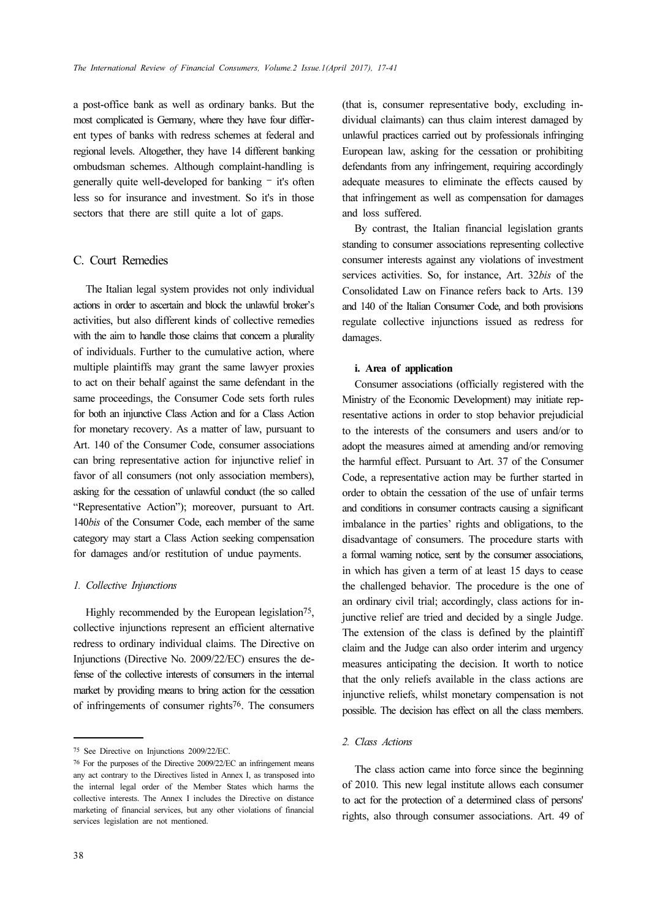a post-office bank as well as ordinary banks. But the most complicated is Germany, where they have four different types of banks with redress schemes at federal and regional levels. Altogether, they have 14 different banking ombudsman schemes. Although complaint-handling is generally quite well-developed for banking – it's often less so for insurance and investment. So it's in those sectors that there are still quite a lot of gaps.

## C. Court Remedies

The Italian legal system provides not only individual actions in order to ascertain and block the unlawful broker's activities, but also different kinds of collective remedies with the aim to handle those claims that concern a plurality of individuals. Further to the cumulative action, where multiple plaintiffs may grant the same lawyer proxies to act on their behalf against the same defendant in the same proceedings, the Consumer Code sets forth rules for both an injunctive Class Action and for a Class Action for monetary recovery. As a matter of law, pursuant to Art. 140 of the Consumer Code, consumer associations can bring representative action for injunctive relief in favor of all consumers (not only association members), asking for the cessation of unlawful conduct (the so called "Representative Action"); moreover, pursuant to Art. 140*bis* of the Consumer Code, each member of the same category may start a Class Action seeking compensation for damages and/or restitution of undue payments.

### *1. Collective Injunctions*

Highly recommended by the European legislation[75], collective injunctions represent an efficient alternative redress to ordinary individual claims. The Directive on Injunctions (Directive No. 2009/22/EC) ensures the defense of the collective interests of consumers in the internal market by providing means to bring action for the cessation of infringements of consumer rights[76]. The consumers (that is, consumer representative body, excluding individual claimants) can thus claim interest damaged by unlawful practices carried out by professionals infringing European law, asking for the cessation or prohibiting defendants from any infringement, requiring accordingly adequate measures to eliminate the effects caused by that infringement as well as compensation for damages and loss suffered.

By contrast, the Italian financial legislation grants standing to consumer associations representing collective consumer interests against any violations of investment services activities. So, for instance, Art. 32*bis* of the Consolidated Law on Finance refers back to Arts. 139 and 140 of the Italian Consumer Code, and both provisions regulate collective injunctions issued as redress for damages.

#### **i. Area of application**

Consumer associations (officially registered with the Ministry of the Economic Development) may initiate representative actions in order to stop behavior prejudicial to the interests of the consumers and users and/or to adopt the measures aimed at amending and/or removing the harmful effect. Pursuant to Art. 37 of the Consumer Code, a representative action may be further started in order to obtain the cessation of the use of unfair terms and conditions in consumer contracts causing a significant imbalance in the parties' rights and obligations, to the disadvantage of consumers. The procedure starts with a formal warning notice, sent by the consumer associations, in which has given a term of at least 15 days to cease the challenged behavior. The procedure is the one of an ordinary civil trial; accordingly, class actions for injunctive relief are tried and decided by a single Judge. The extension of the class is defined by the plaintiff claim and the Judge can also order interim and urgency measures anticipating the decision. It worth to notice that the only reliefs available in the class actions are injunctive reliefs, whilst monetary compensation is not possible. The decision has effect on all the class members.

### *2. Class Actions*

The class action came into force since the beginning of 2010. This new legal institute allows each consumer to act for the protection of a determined class of persons' rights, also through consumer associations. Art. 49 of

---

[75] See Directive on Injunctions 2009/22/EC.

[76] For the purposes of the Directive 2009/22/EC an infringement means any act contrary to the Directives listed in Annex I, as transposed into the internal legal order of the Member States which harms the collective interests. The Annex I includes the Directive on distance marketing of financial services, but any other violations of financial services legislation are not mentioned.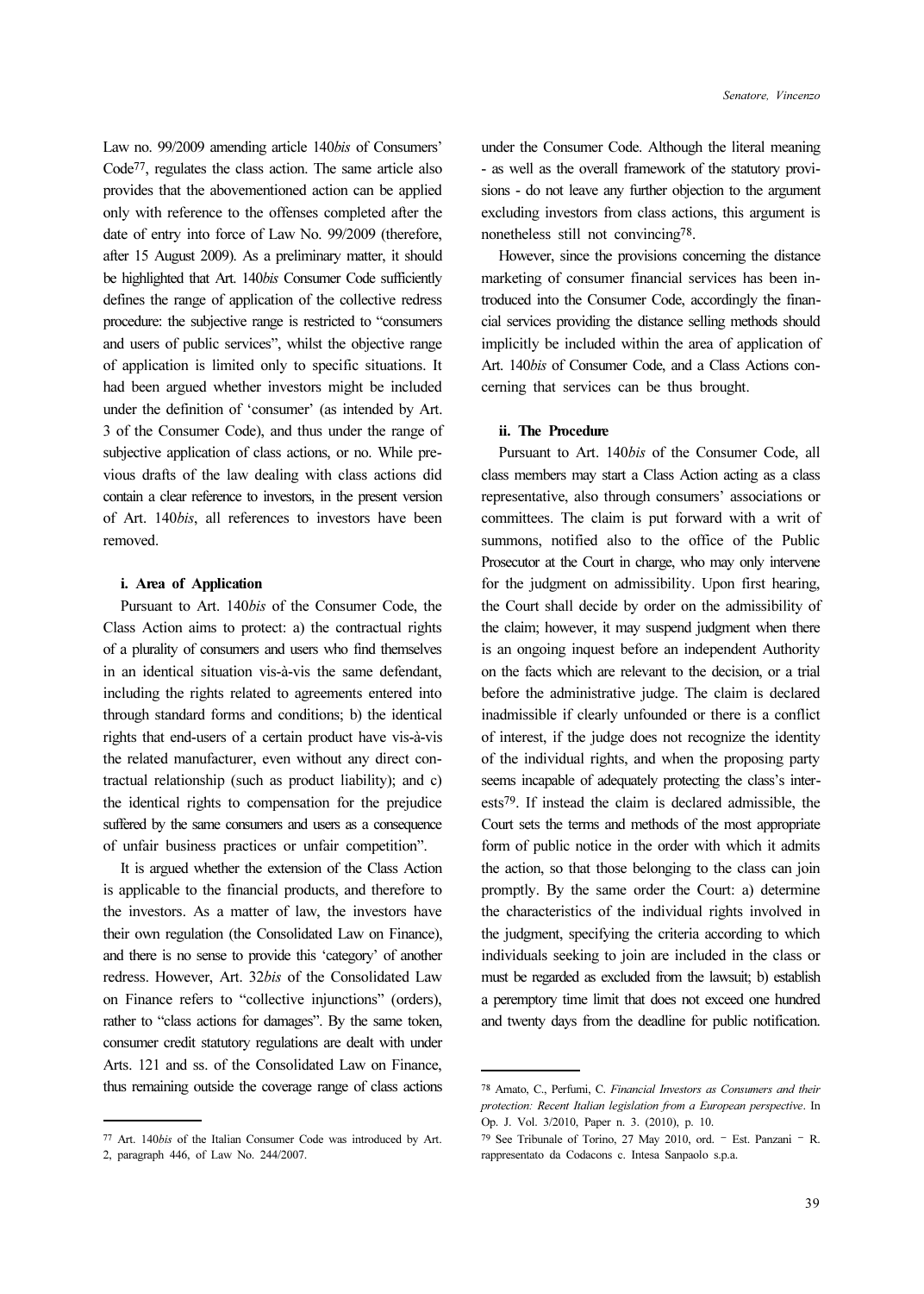Law no. 99/2009 amending article 140*bis* of Consumers' Code[77], regulates the class action. The same article also provides that the abovementioned action can be applied only with reference to the offenses completed after the date of entry into force of Law No. 99/2009 (therefore, after 15 August 2009). As a preliminary matter, it should be highlighted that Art. 140*bis* Consumer Code sufficiently defines the range of application of the collective redress procedure: the subjective range is restricted to "consumers and users of public services", whilst the objective range of application is limited only to specific situations. It had been argued whether investors might be included under the definition of 'consumer' (as intended by Art. 3 of the Consumer Code), and thus under the range of subjective application of class actions, or no. While previous drafts of the law dealing with class actions did contain a clear reference to investors, in the present version of Art. 140*bis*, all references to investors have been removed.

#### i. Area of Application

Pursuant to Art. 140*bis* of the Consumer Code, the Class Action aims to protect: a) the contractual rights of a plurality of consumers and users who find themselves in an identical situation vis-à-vis the same defendant, including the rights related to agreements entered into through standard forms and conditions; b) the identical rights that end-users of a certain product have vis-à-vis the related manufacturer, even without any direct contractual relationship (such as product liability); and c) the identical rights to compensation for the prejudice suffered by the same consumers and users as a consequence of unfair business practices or unfair competition".

It is argued whether the extension of the Class Action is applicable to the financial products, and therefore to the investors. As a matter of law, the investors have their own regulation (the Consolidated Law on Finance), and there is no sense to provide this 'category' of another redress. However, Art. 32*bis* of the Consolidated Law on Finance refers to "collective injunctions" (orders), rather to "class actions for damages". By the same token, consumer credit statutory regulations are dealt with under Arts. 121 and ss. of the Consolidated Law on Finance, thus remaining outside the coverage range of class actions under the Consumer Code. Although the literal meaning - as well as the overall framework of the statutory provisions - do not leave any further objection to the argument excluding investors from class actions, this argument is nonetheless still not convincing[78].

However, since the provisions concerning the distance marketing of consumer financial services has been introduced into the Consumer Code, accordingly the financial services providing the distance selling methods should implicitly be included within the area of application of Art. 140*bis* of Consumer Code, and a Class Actions concerning that services can be thus brought.

#### ii. The Procedure

Pursuant to Art. 140*bis* of the Consumer Code, all class members may start a Class Action acting as a class representative, also through consumers' associations or committees. The claim is put forward with a writ of summons, notified also to the office of the Public Prosecutor at the Court in charge, who may only intervene for the judgment on admissibility. Upon first hearing, the Court shall decide by order on the admissibility of the claim; however, it may suspend judgment when there is an ongoing inquest before an independent Authority on the facts which are relevant to the decision, or a trial before the administrative judge. The claim is declared inadmissible if clearly unfounded or there is a conflict of interest, if the judge does not recognize the identity of the individual rights, and when the proposing party seems incapable of adequately protecting the class's interests[79]. If instead the claim is declared admissible, the Court sets the terms and methods of the most appropriate form of public notice in the order with which it admits the action, so that those belonging to the class can join promptly. By the same order the Court: a) determine the characteristics of the individual rights involved in the judgment, specifying the criteria according to which individuals seeking to join are included in the class or must be regarded as excluded from the lawsuit; b) establish a peremptory time limit that does not exceed one hundred and twenty days from the deadline for public notification.

---

[77] Art. 140*bis* of the Italian Consumer Code was introduced by Art. 2, paragraph 446, of Law No. 244/2007.

[78] Amato, C., Perfumi, C. *Financial Investors as Consumers and their protection: Recent Italian legislation from a European perspective*. In Op. J. Vol. 3/2010, Paper n. 3. (2010), p. 10.

[79] See Tribunale of Torino, 27 May 2010, ord. – Est. Panzani – R. rappresentato da Codacons c. Intesa Sanpaolo s.p.a.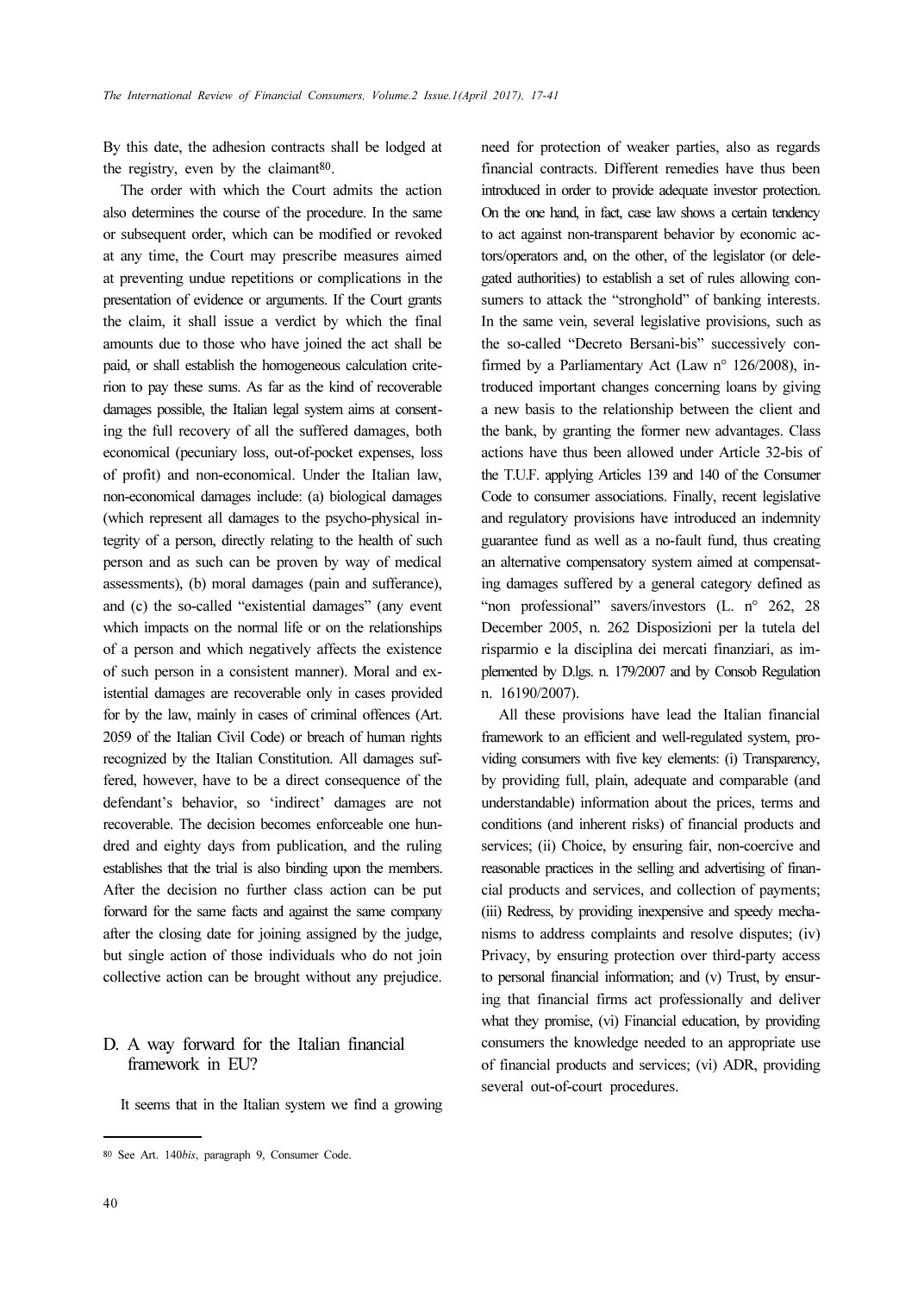By this date, the adhesion contracts shall be lodged at the registry, even by the claimant[80].

The order with which the Court admits the action also determines the course of the procedure. In the same or subsequent order, which can be modified or revoked at any time, the Court may prescribe measures aimed at preventing undue repetitions or complications in the presentation of evidence or arguments. If the Court grants the claim, it shall issue a verdict by which the final amounts due to those who have joined the act shall be paid, or shall establish the homogeneous calculation criterion to pay these sums. As far as the kind of recoverable damages possible, the Italian legal system aims at consenting the full recovery of all the suffered damages, both economical (pecuniary loss, out-of-pocket expenses, loss of profit) and non-economical. Under the Italian law, non-economical damages include: (a) biological damages (which represent all damages to the psycho-physical integrity of a person, directly relating to the health of such person and as such can be proven by way of medical assessments), (b) moral damages (pain and sufferance), and (c) the so-called "existential damages" (any event which impacts on the normal life or on the relationships of a person and which negatively affects the existence of such person in a consistent manner). Moral and existential damages are recoverable only in cases provided for by the law, mainly in cases of criminal offences (Art. 2059 of the Italian Civil Code) or breach of human rights recognized by the Italian Constitution. All damages suffered, however, have to be a direct consequence of the defendant's behavior, so 'indirect' damages are not recoverable. The decision becomes enforceable one hundred and eighty days from publication, and the ruling establishes that the trial is also binding upon the members. After the decision no further class action can be put forward for the same facts and against the same company after the closing date for joining assigned by the judge, but single action of those individuals who do not join collective action can be brought without any prejudice.

## D. A way forward for the Italian financial framework in EU?

It seems that in the Italian system we find a growing need for protection of weaker parties, also as regards financial contracts. Different remedies have thus been introduced in order to provide adequate investor protection. On the one hand, in fact, case law shows a certain tendency to act against non-transparent behavior by economic actors/operators and, on the other, of the legislator (or delegated authorities) to establish a set of rules allowing consumers to attack the "stronghold" of banking interests. In the same vein, several legislative provisions, such as the so-called "Decreto Bersani-bis" successively confirmed by a Parliamentary Act (Law n° 126/2008), introduced important changes concerning loans by giving a new basis to the relationship between the client and the bank, by granting the former new advantages. Class actions have thus been allowed under Article 32-bis of the T.U.F. applying Articles 139 and 140 of the Consumer Code to consumer associations. Finally, recent legislative and regulatory provisions have introduced an indemnity guarantee fund as well as a no-fault fund, thus creating an alternative compensatory system aimed at compensating damages suffered by a general category defined as "non professional" savers/investors (L. n° 262, 28 December 2005, n. 262 Disposizioni per la tutela del risparmio e la disciplina dei mercati finanziari, as implemented by D.lgs. n. 179/2007 and by Consob Regulation n. 16190/2007).

All these provisions have lead the Italian financial framework to an efficient and well-regulated system, providing consumers with five key elements: (i) Transparency, by providing full, plain, adequate and comparable (and understandable) information about the prices, terms and conditions (and inherent risks) of financial products and services; (ii) Choice, by ensuring fair, non-coercive and reasonable practices in the selling and advertising of financial products and services, and collection of payments; (iii) Redress, by providing inexpensive and speedy mechanisms to address complaints and resolve disputes; (iv) Privacy, by ensuring protection over third-party access to personal financial information; and (v) Trust, by ensuring that financial firms act professionally and deliver what they promise, (vi) Financial education, by providing consumers the knowledge needed to an appropriate use of financial products and services; (vi) ADR, providing several out-of-court procedures.

---

[80] See Art. 140*bis*, paragraph 9, Consumer Code.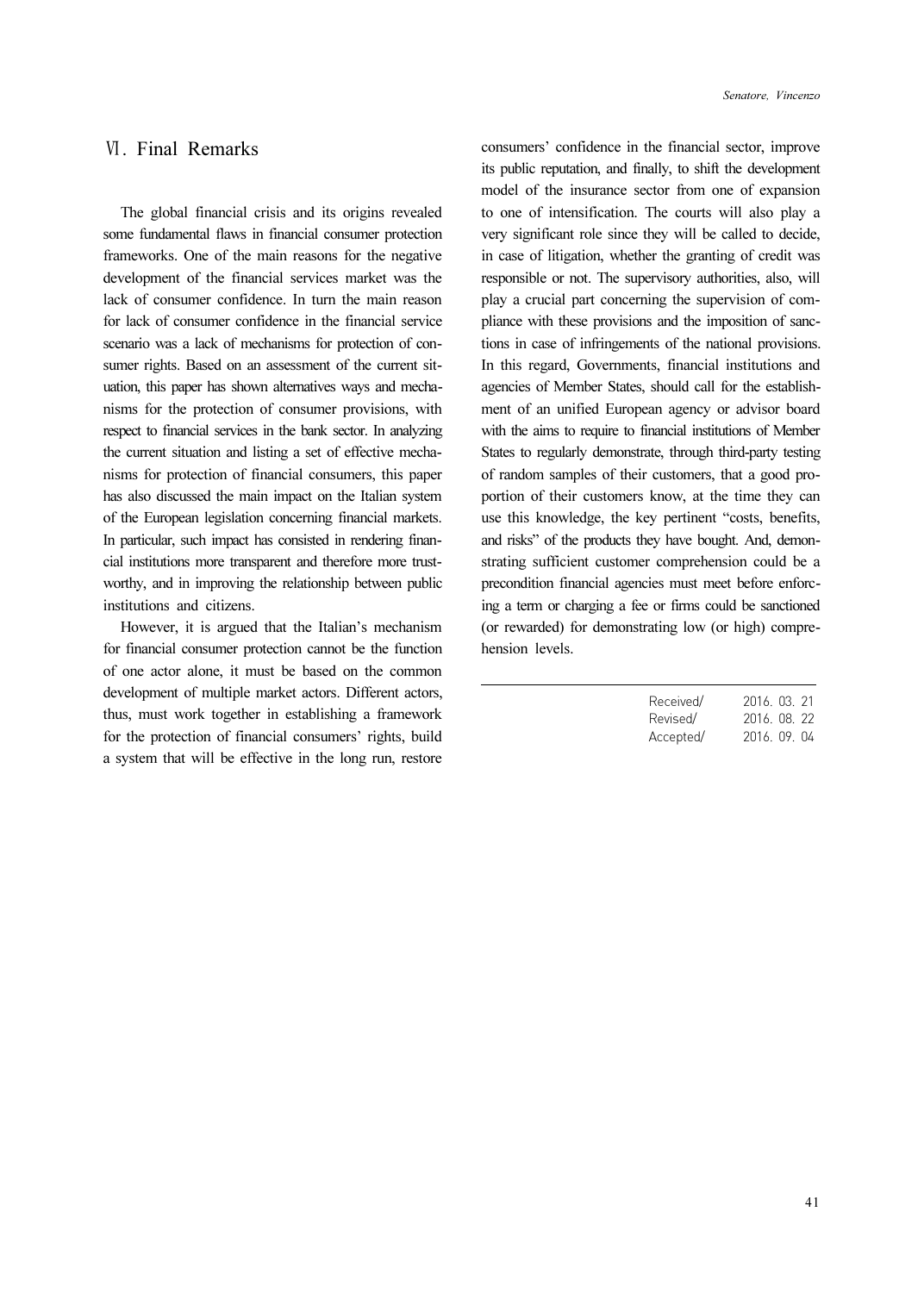## Ⅵ. Final Remarks

The global financial crisis and its origins revealed some fundamental flaws in financial consumer protection frameworks. One of the main reasons for the negative development of the financial services market was the lack of consumer confidence. In turn the main reason for lack of consumer confidence in the financial service scenario was a lack of mechanisms for protection of consumer rights. Based on an assessment of the current situation, this paper has shown alternatives ways and mechanisms for the protection of consumer provisions, with respect to financial services in the bank sector. In analyzing the current situation and listing a set of effective mechanisms for protection of financial consumers, this paper has also discussed the main impact on the Italian system of the European legislation concerning financial markets. In particular, such impact has consisted in rendering financial institutions more transparent and therefore more trustworthy, and in improving the relationship between public institutions and citizens.

However, it is argued that the Italian's mechanism for financial consumer protection cannot be the function of one actor alone, it must be based on the common development of multiple market actors. Different actors, thus, must work together in establishing a framework for the protection of financial consumers' rights, build a system that will be effective in the long run, restore consumers' confidence in the financial sector, improve its public reputation, and finally, to shift the development model of the insurance sector from one of expansion to one of intensification. The courts will also play a very significant role since they will be called to decide, in case of litigation, whether the granting of credit was responsible or not. The supervisory authorities, also, will play a crucial part concerning the supervision of compliance with these provisions and the imposition of sanctions in case of infringements of the national provisions. In this regard, Governments, financial institutions and agencies of Member States, should call for the establishment of an unified European agency or advisor board with the aims to require to financial institutions of Member States to regularly demonstrate, through third-party testing of random samples of their customers, that a good proportion of their customers know, at the time they can use this knowledge, the key pertinent "costs, benefits, and risks" of the products they have bought. And, demonstrating sufficient customer comprehension could be a precondition financial agencies must meet before enforcing a term or charging a fee or firms could be sanctioned (or rewarded) for demonstrating low (or high) comprehension levels.

Received/ 2016. 03. 21
Revised/ 2016. 08. 22
Accepted/ 2016. 09. 04